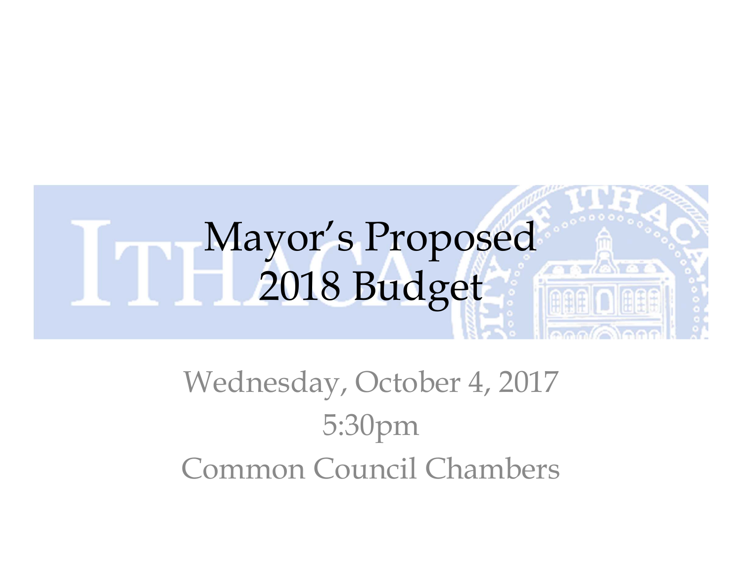# Mayor's Proposed 2018 Budget

Wednesday, October 4, 2017

5:30pm

Common Council Chambers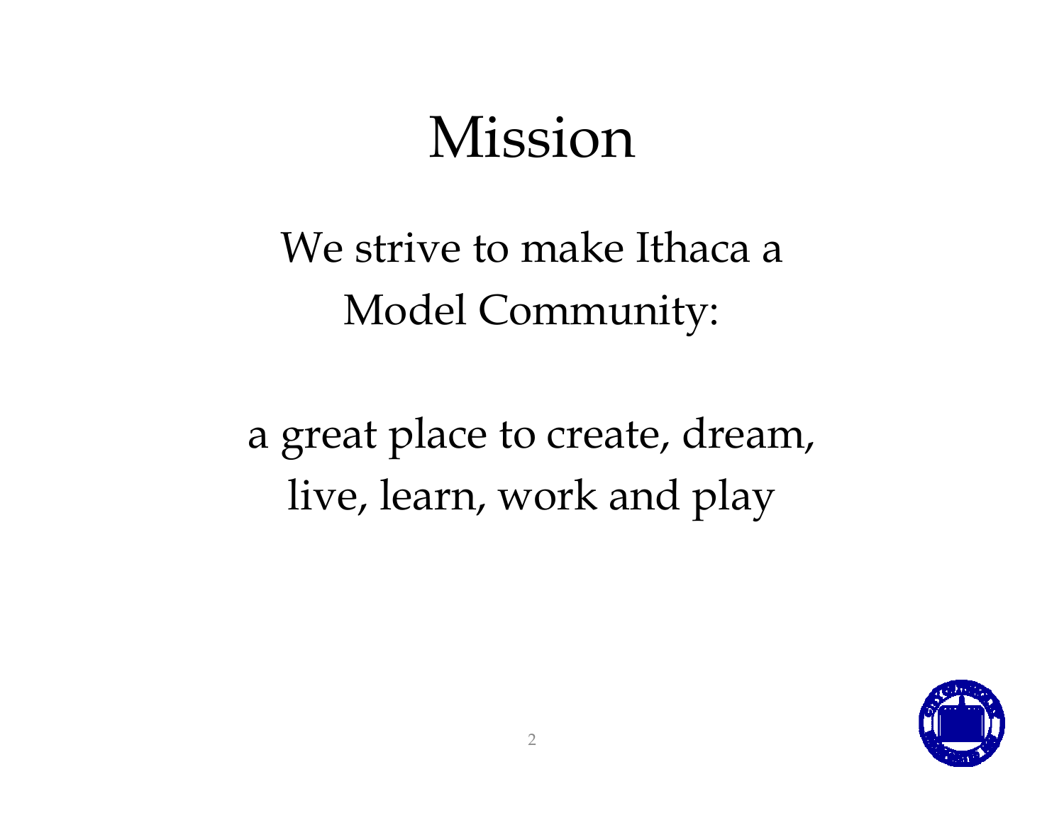# Mission

We strive to make Ithaca a Model Community:

a great place to create, dream, live, learn, work and play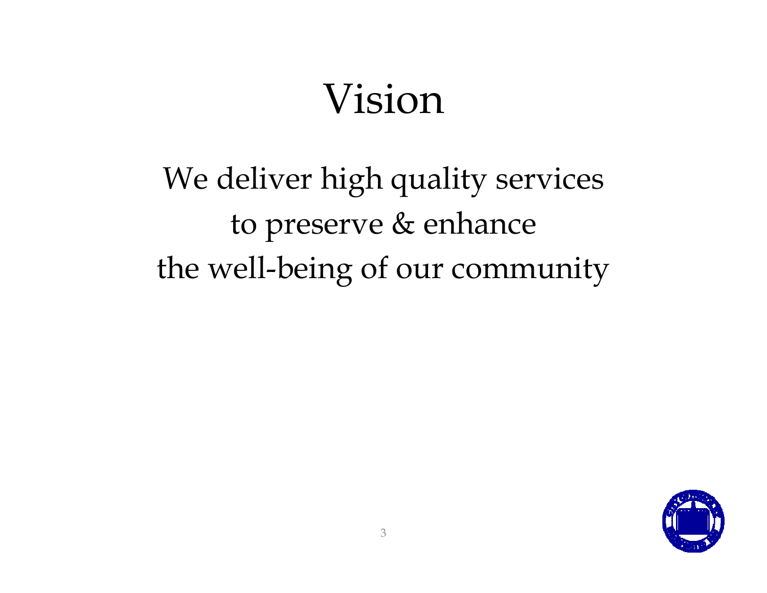# Vision

We deliver high quality services
to preserve & enhance
the well-being of our community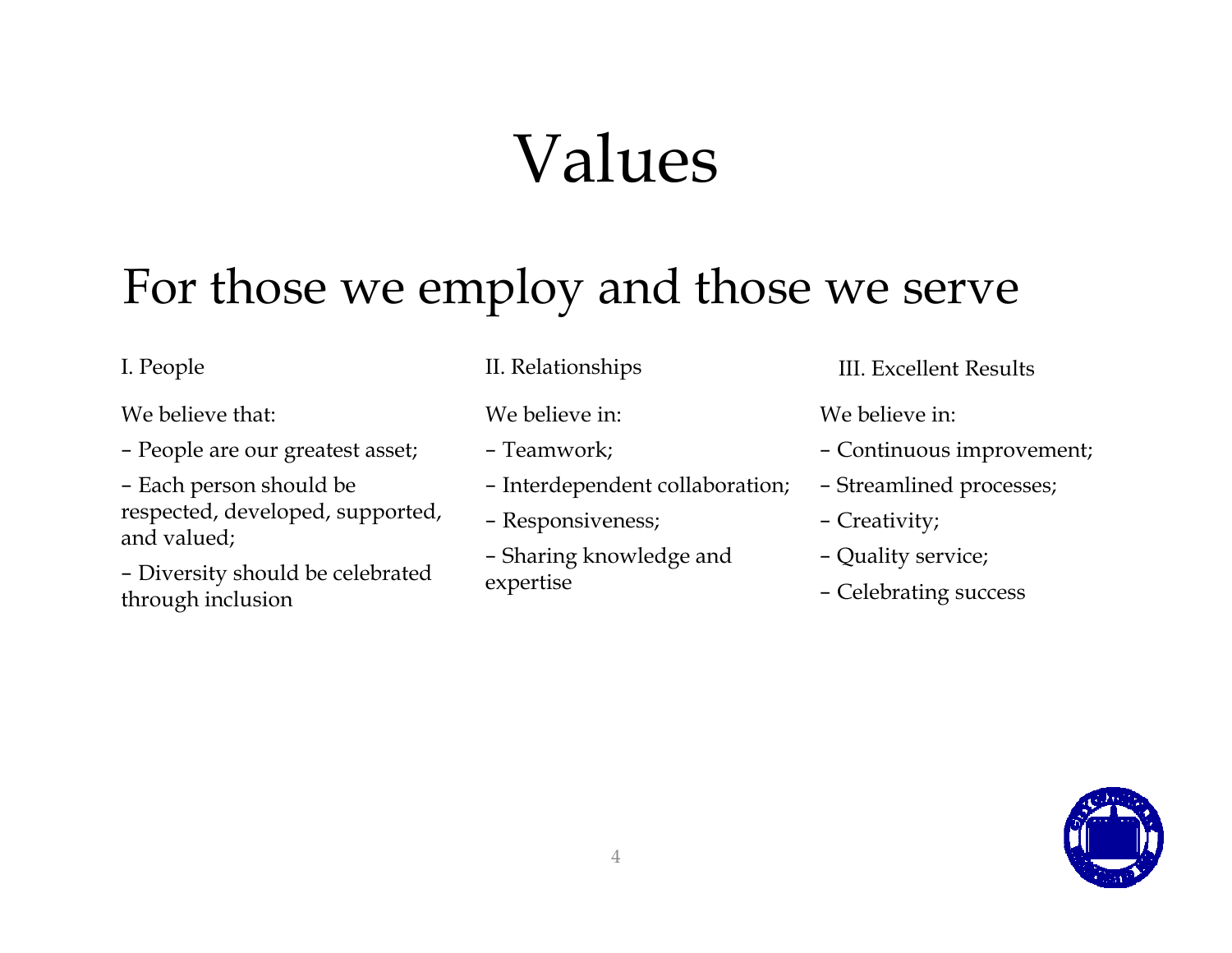# Values

## For those we employ and those we serve

I. People

We believe that:

– People are our greatest asset;

– Each person should be respected, developed, supported, and valued;

– Diversity should be celebrated through inclusion

II. Relationships

We believe in:

– Teamwork;

– Interdependent collaboration;

– Responsiveness;

– Sharing knowledge and expertise

III. Excellent Results

We believe in:

– Continuous improvement;

– Streamlined processes;

– Creativity;

– Quality service;

– Celebrating success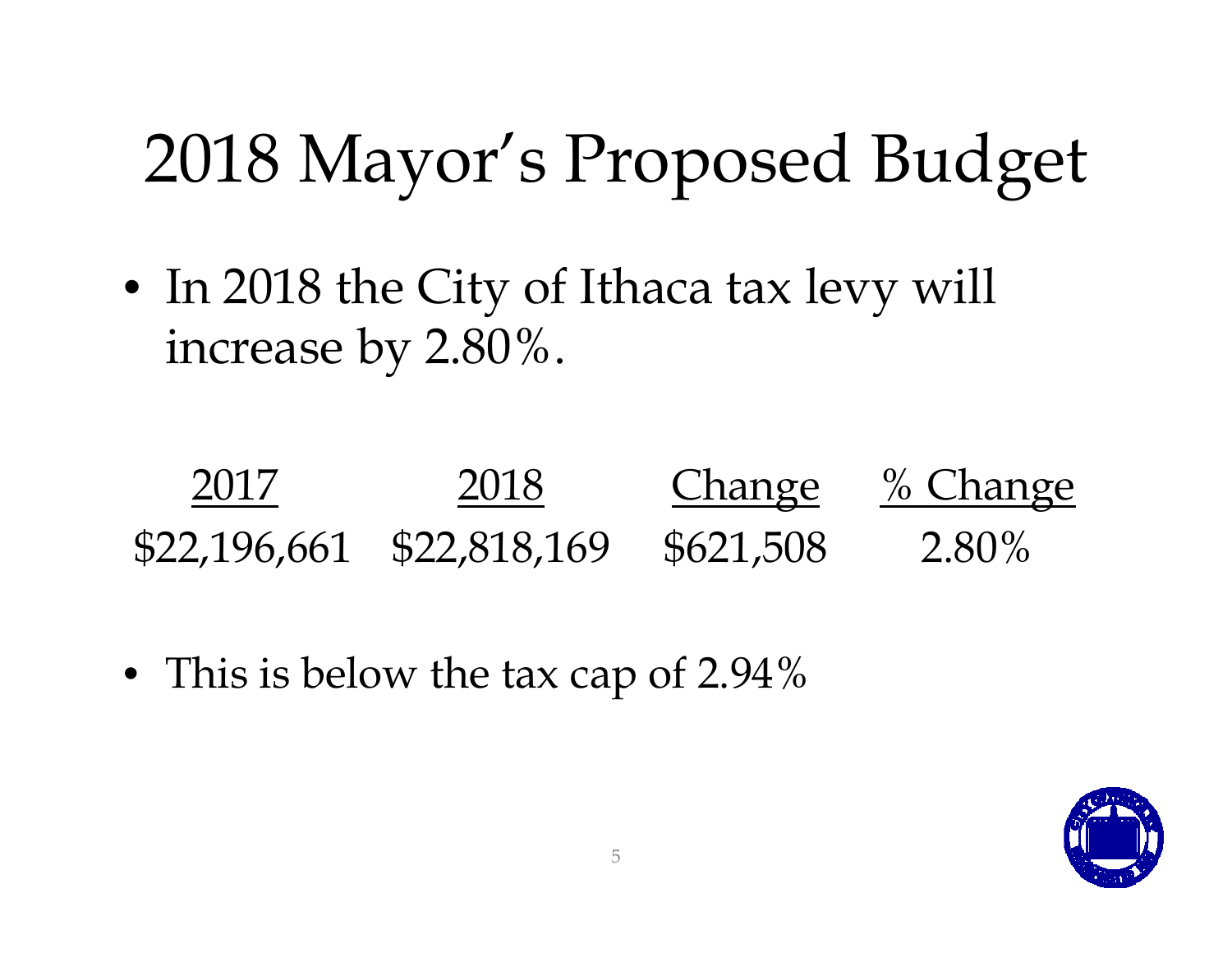# 2018 Mayor's Proposed Budget

- In 2018 the City of Ithaca tax levy will increase by 2.80%.

| 2017 | 2018 | Change | % Change |
| --- | --- | --- | --- |
| $22,196,661 | $22,818,169 | $621,508 | 2.80% |

- This is below the tax cap of 2.94%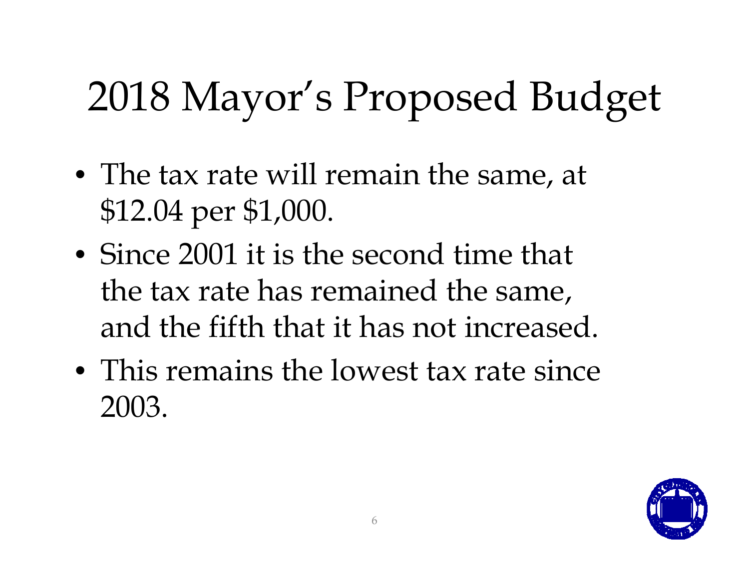# 2018 Mayor's Proposed Budget

- The tax rate will remain the same, at $12.04 per $1,000.
- Since 2001 it is the second time that the tax rate has remained the same, and the fifth that it has not increased.
- This remains the lowest tax rate since 2003.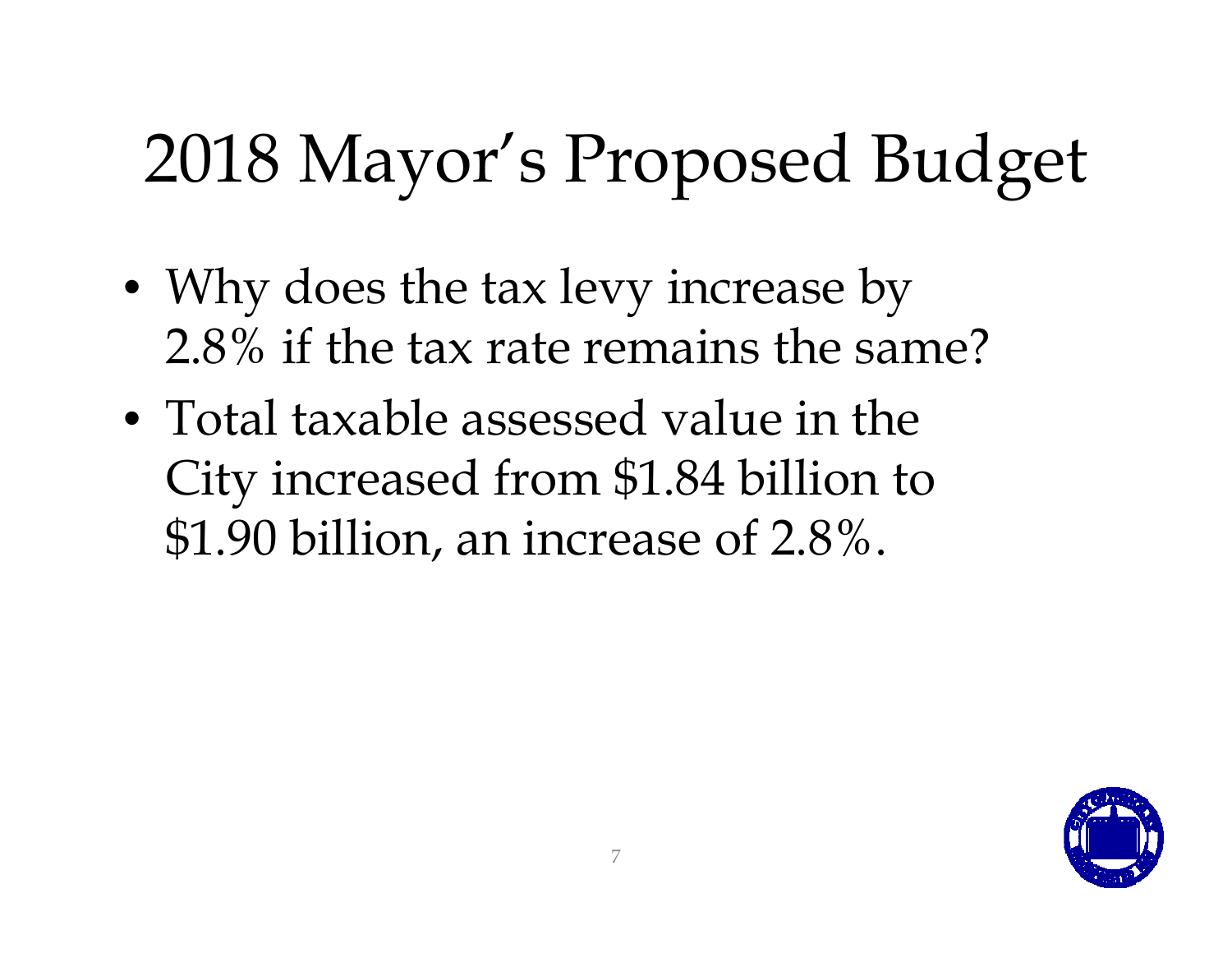# 2018 Mayor's Proposed Budget

- Why does the tax levy increase by 2.8% if the tax rate remains the same?
- Total taxable assessed value in the City increased from $1.84 billion to $1.90 billion, an increase of 2.8%.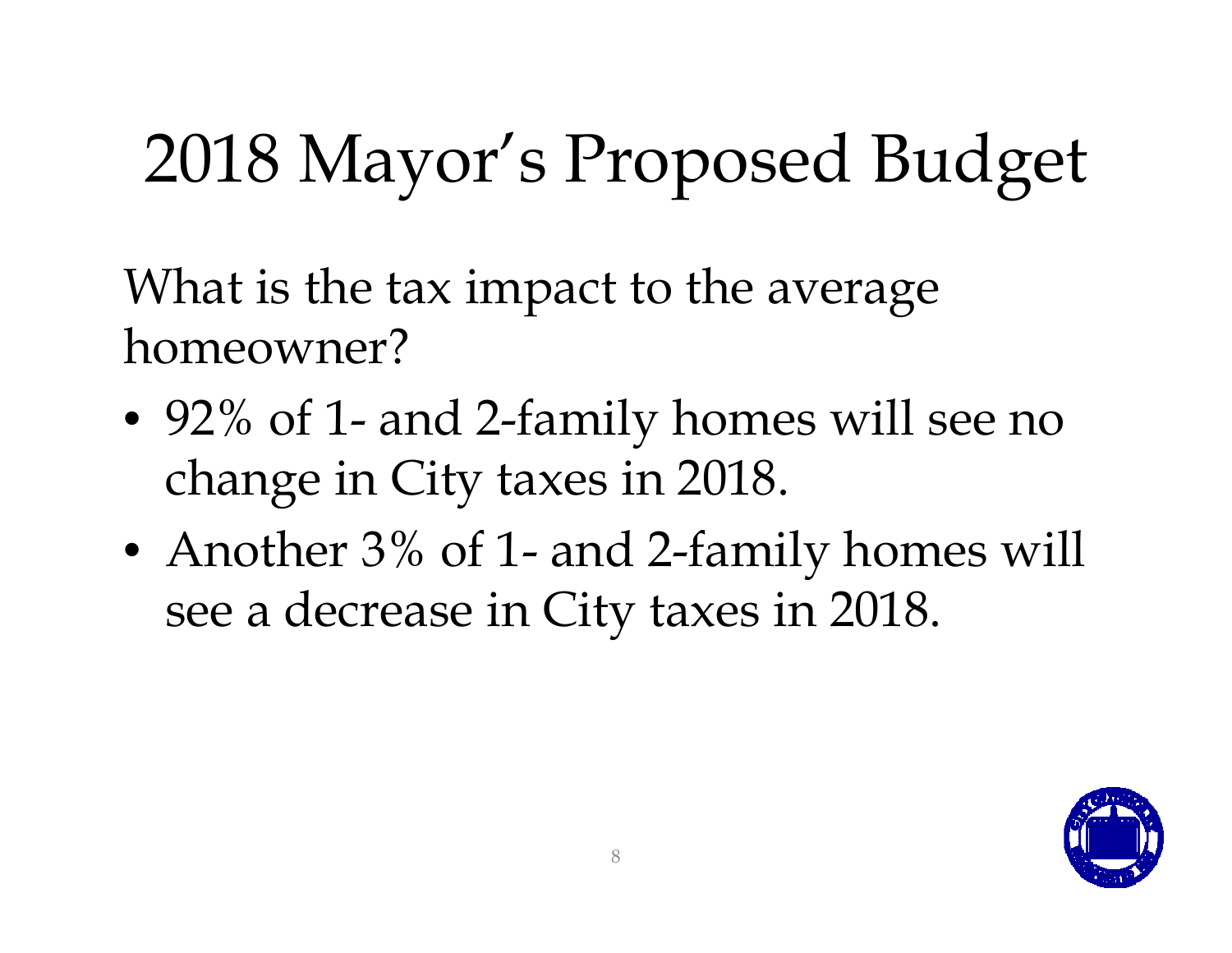# 2018 Mayor's Proposed Budget

What is the tax impact to the average homeowner?

- 92% of 1- and 2-family homes will see no change in City taxes in 2018.
- Another 3% of 1- and 2-family homes will see a decrease in City taxes in 2018.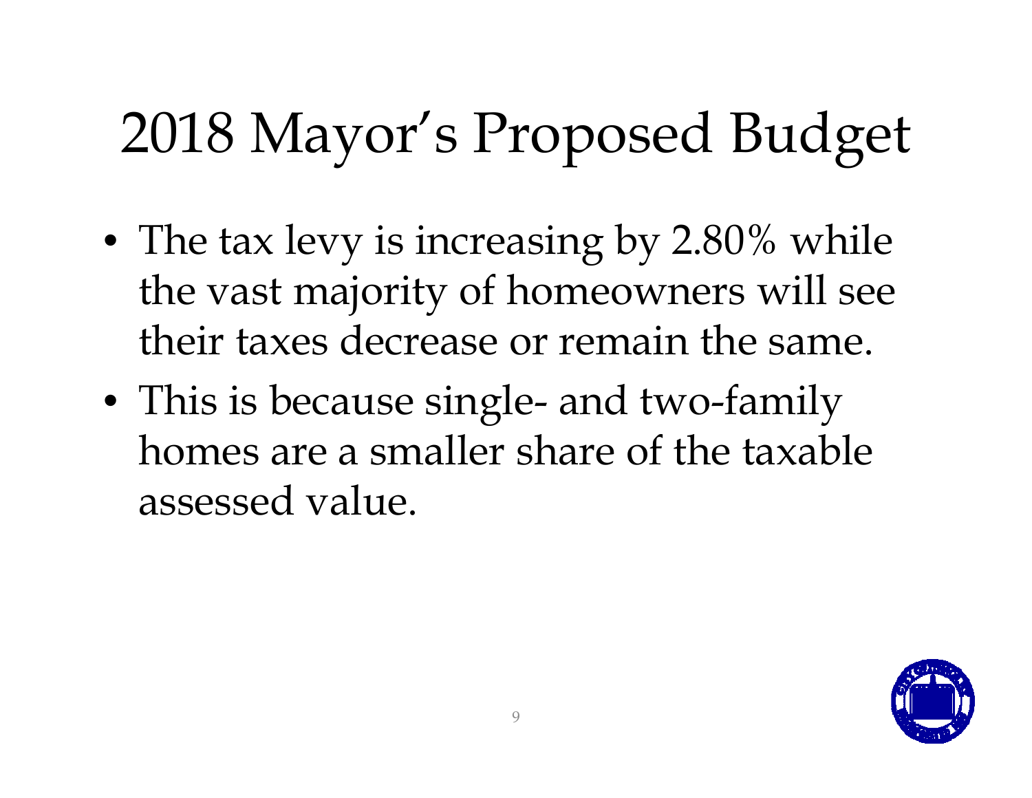# 2018 Mayor's Proposed Budget

- The tax levy is increasing by 2.80% while the vast majority of homeowners will see their taxes decrease or remain the same.
- This is because single- and two-family homes are a smaller share of the taxable assessed value.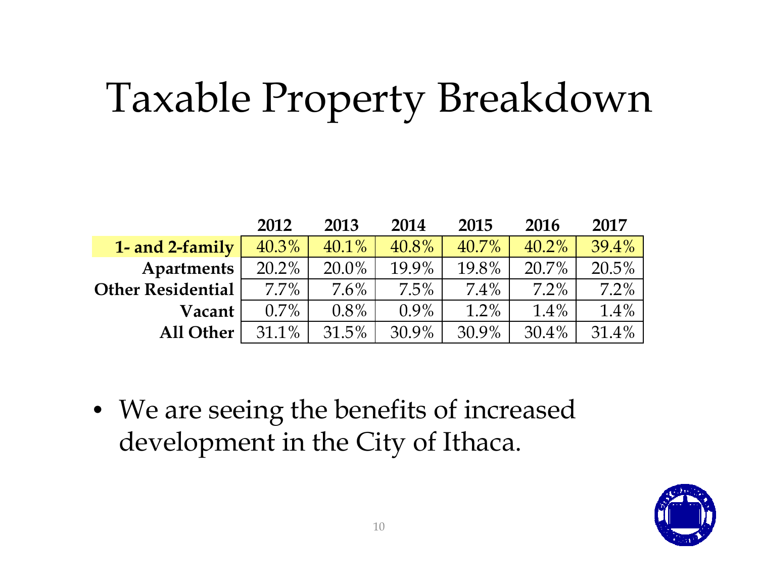# Taxable Property Breakdown

| | 2012 | 2013 | 2014 | 2015 | 2016 | 2017 |
|---|---|---|---|---|---|---|
| **1- and 2-family** | 40.3% | 40.1% | 40.8% | 40.7% | 40.2% | 39.4% |
| **Apartments** | 20.2% | 20.0% | 19.9% | 19.8% | 20.7% | 20.5% |
| **Other Residential** | 7.7% | 7.6% | 7.5% | 7.4% | 7.2% | 7.2% |
| **Vacant** | 0.7% | 0.8% | 0.9% | 1.2% | 1.4% | 1.4% |
| **All Other** | 31.1% | 31.5% | 30.9% | 30.9% | 30.4% | 31.4% |

- We are seeing the benefits of increased development in the City of Ithaca.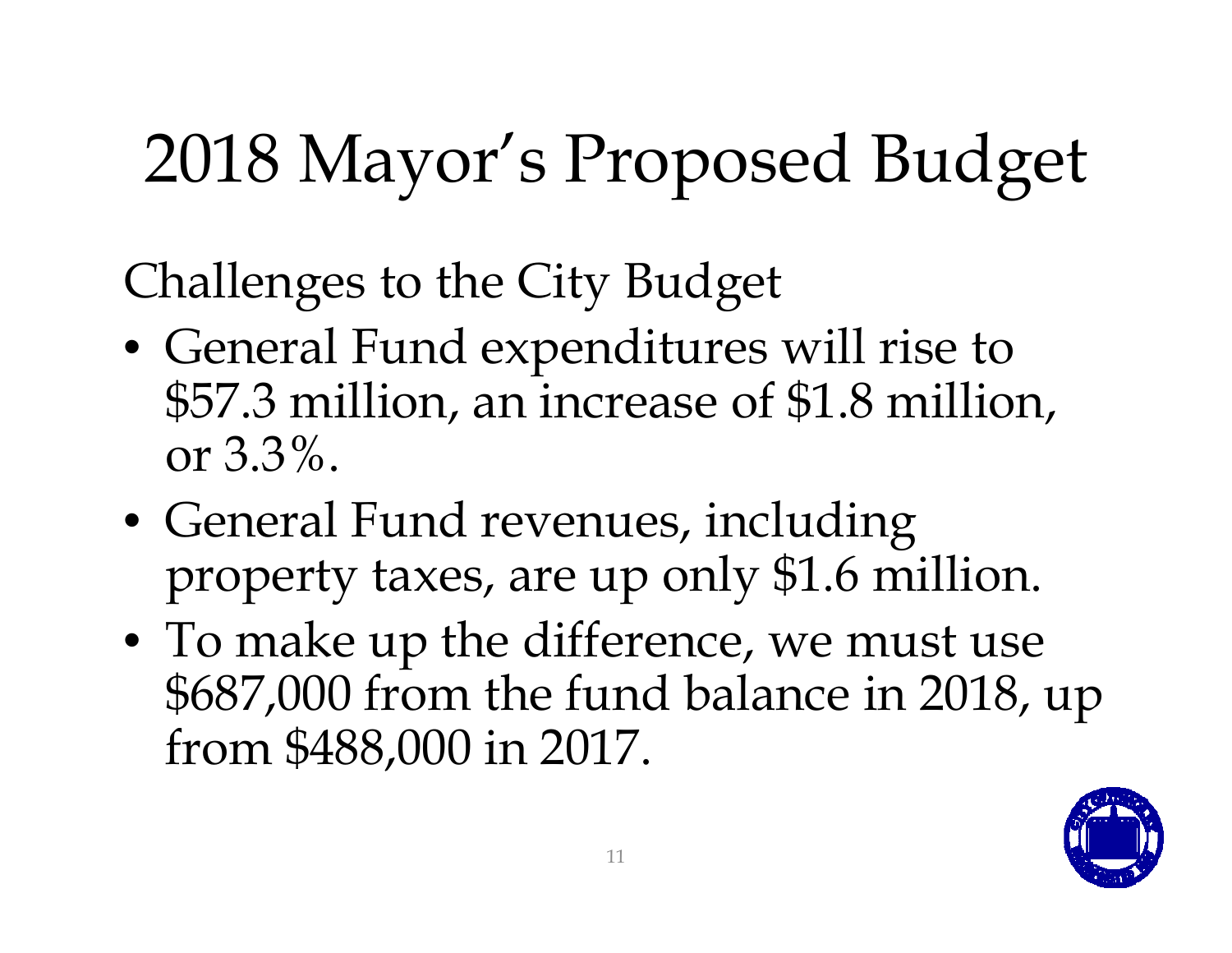# 2018 Mayor's Proposed Budget

Challenges to the City Budget

- General Fund expenditures will rise to $57.3 million, an increase of $1.8 million, or 3.3%.
- General Fund revenues, including property taxes, are up only $1.6 million.
- To make up the difference, we must use $687,000 from the fund balance in 2018, up from $488,000 in 2017.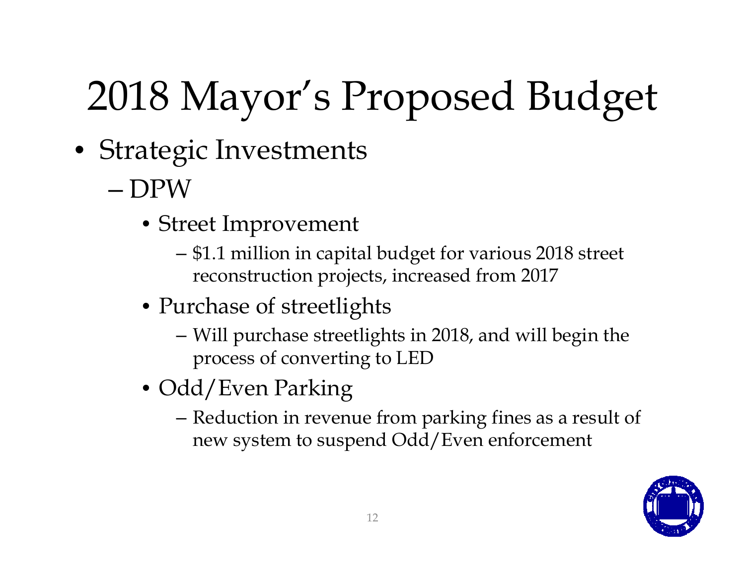# 2018 Mayor's Proposed Budget

- Strategic Investments
  - DPW
    - Street Improvement
      - $1.1 million in capital budget for various 2018 street reconstruction projects, increased from 2017
    - Purchase of streetlights
      - Will purchase streetlights in 2018, and will begin the process of converting to LED
    - Odd/Even Parking
      - Reduction in revenue from parking fines as a result of new system to suspend Odd/Even enforcement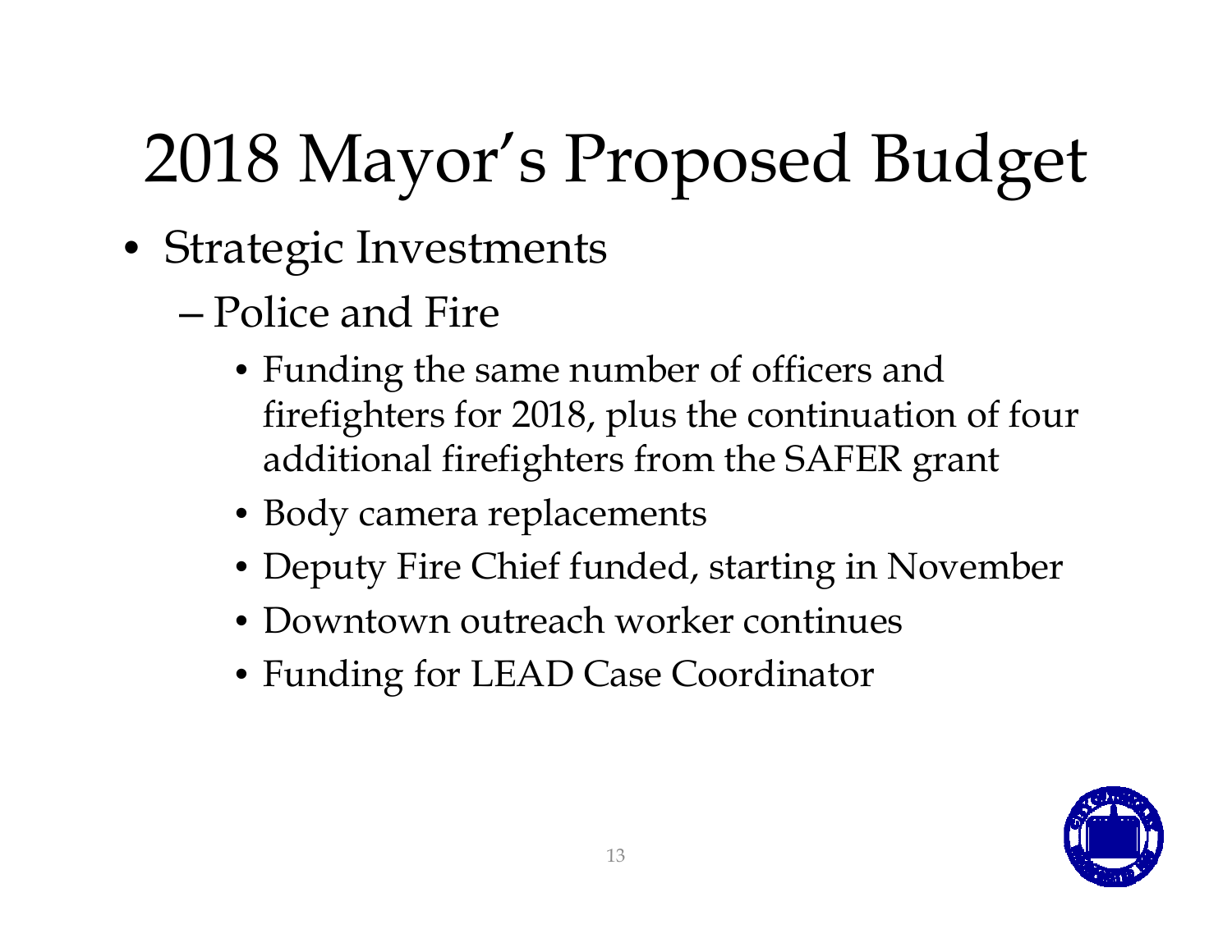# 2018 Mayor's Proposed Budget

- Strategic Investments
  - Police and Fire
    - Funding the same number of officers and firefighters for 2018, plus the continuation of four additional firefighters from the SAFER grant
    - Body camera replacements
    - Deputy Fire Chief funded, starting in November
    - Downtown outreach worker continues
    - Funding for LEAD Case Coordinator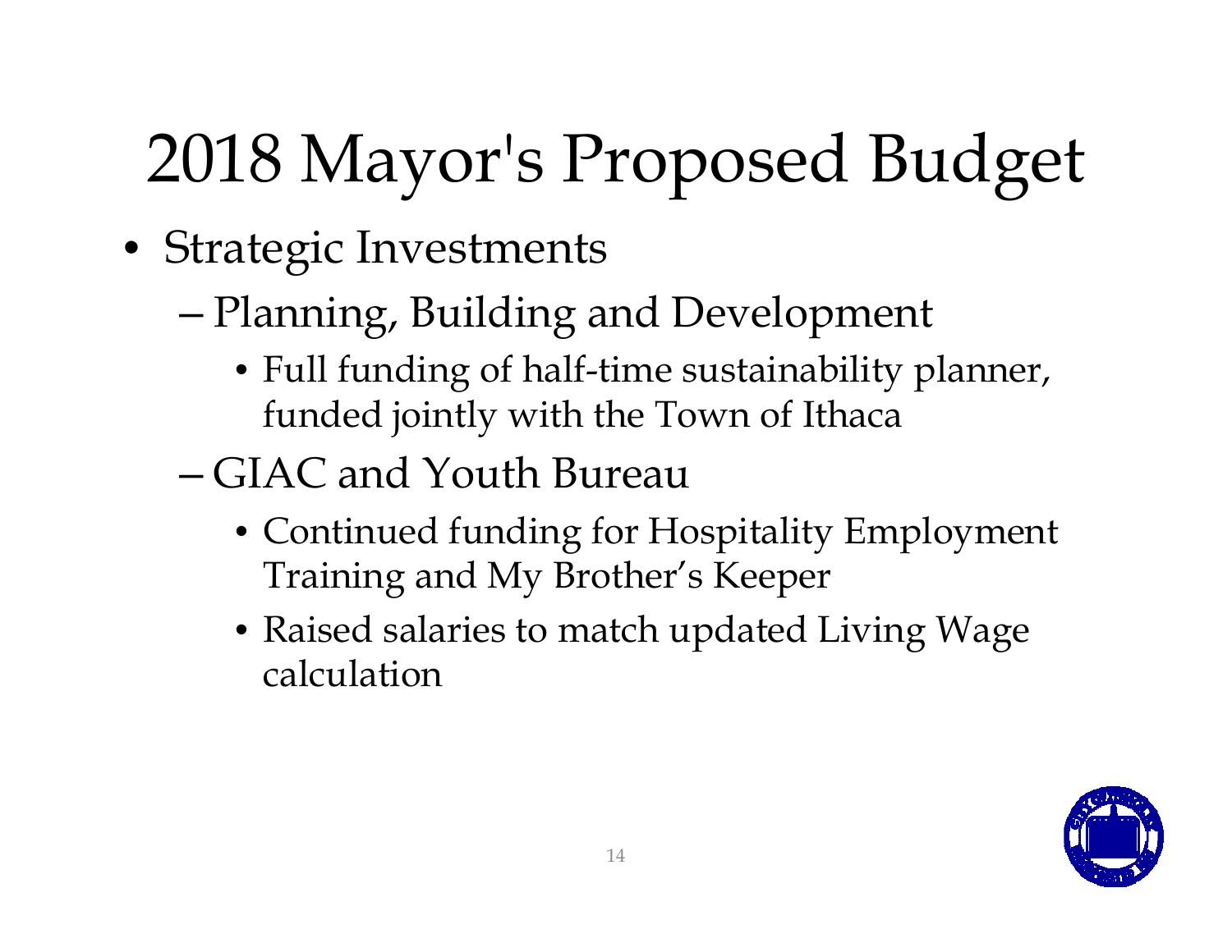# 2018 Mayor's Proposed Budget

- Strategic Investments
  - Planning, Building and Development
    - Full funding of half-time sustainability planner, funded jointly with the Town of Ithaca
  - GIAC and Youth Bureau
    - Continued funding for Hospitality Employment Training and My Brother's Keeper
    - Raised salaries to match updated Living Wage calculation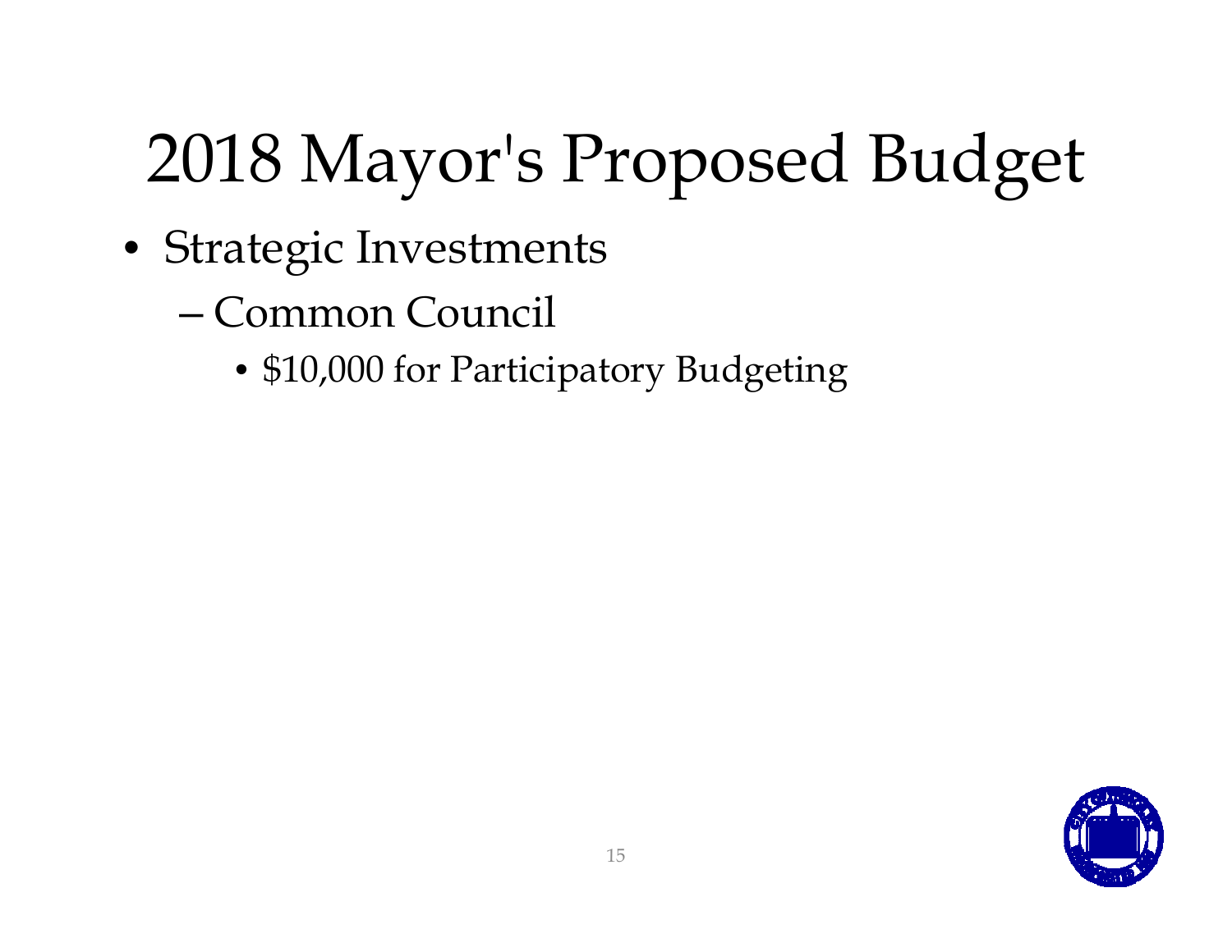# 2018 Mayor's Proposed Budget

- Strategic Investments
  - Common Council
    - $10,000 for Participatory Budgeting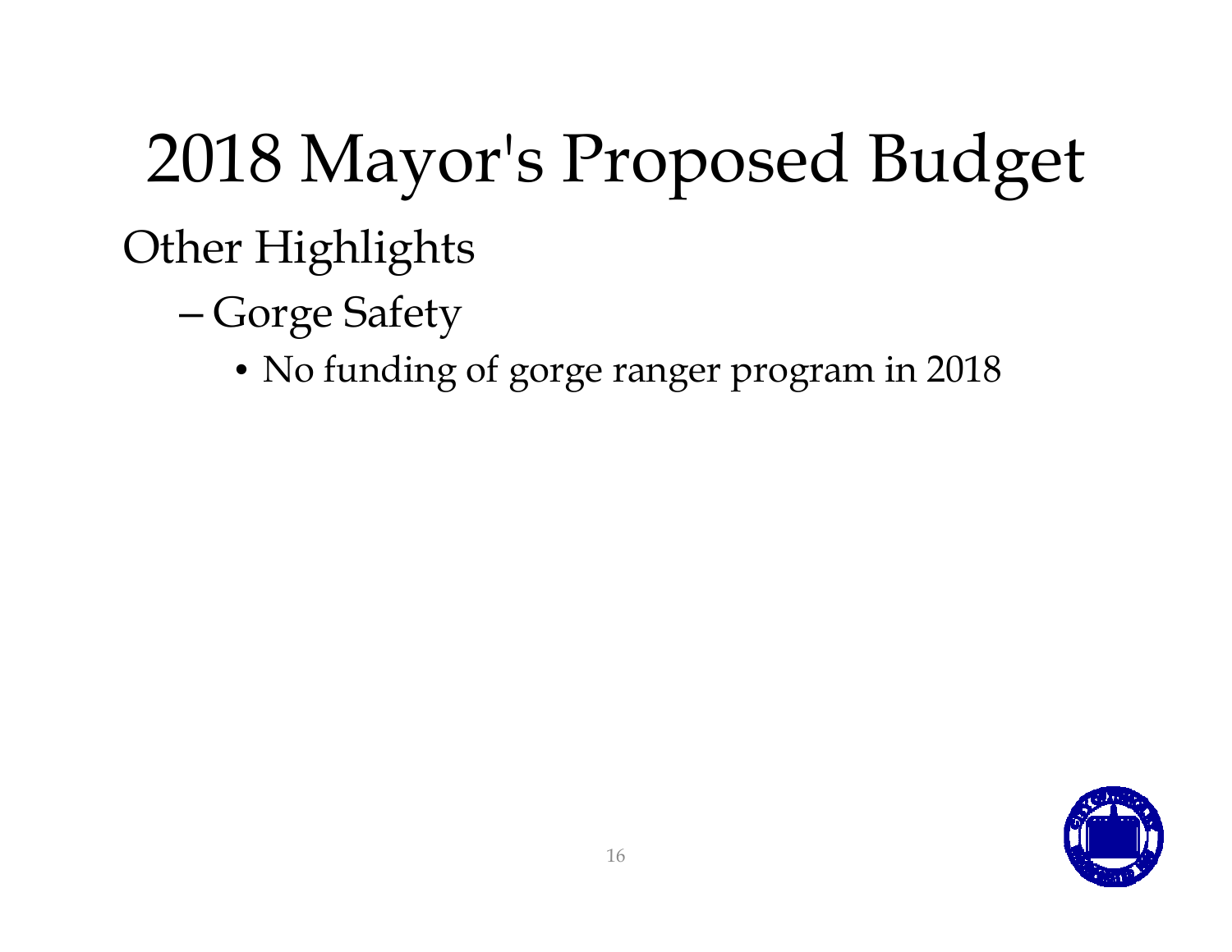# 2018 Mayor's Proposed Budget

## Other Highlights

- Gorge Safety
  - No funding of gorge ranger program in 2018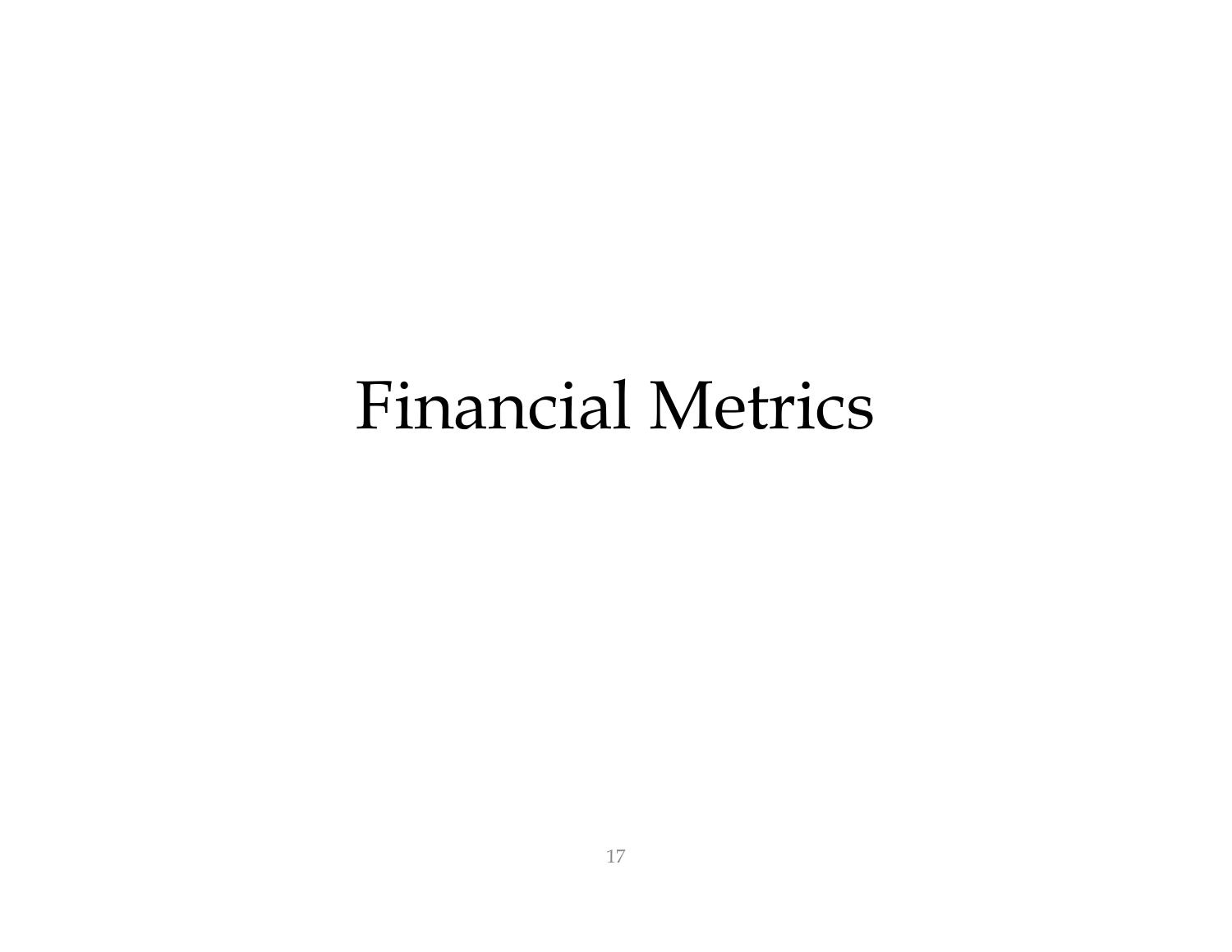# Financial Metrics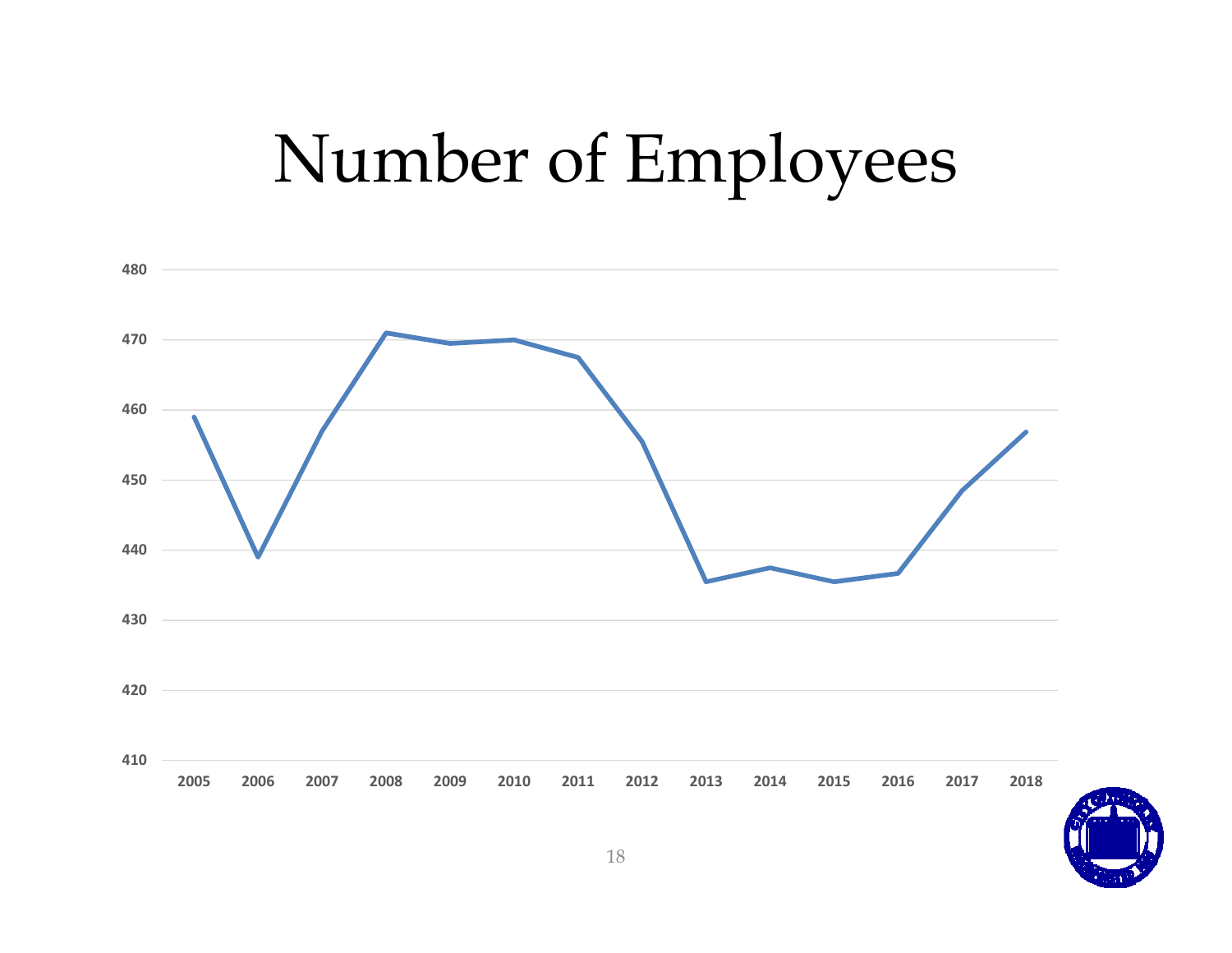# Number of Employees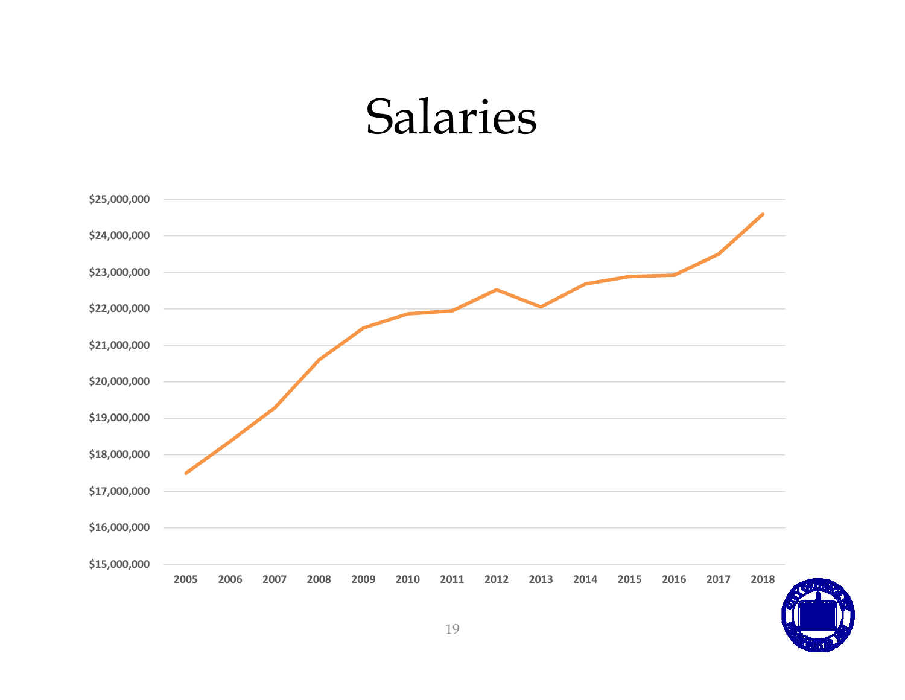# Salaries

$25,000,000
$24,000,000
$23,000,000
$22,000,000
$21,000,000
$20,000,000
$19,000,000
$18,000,000
$17,000,000
$16,000,000
$15,000,000

2005 2006 2007 2008 2009 2010 2011 2012 2013 2014 2015 2016 2017 2018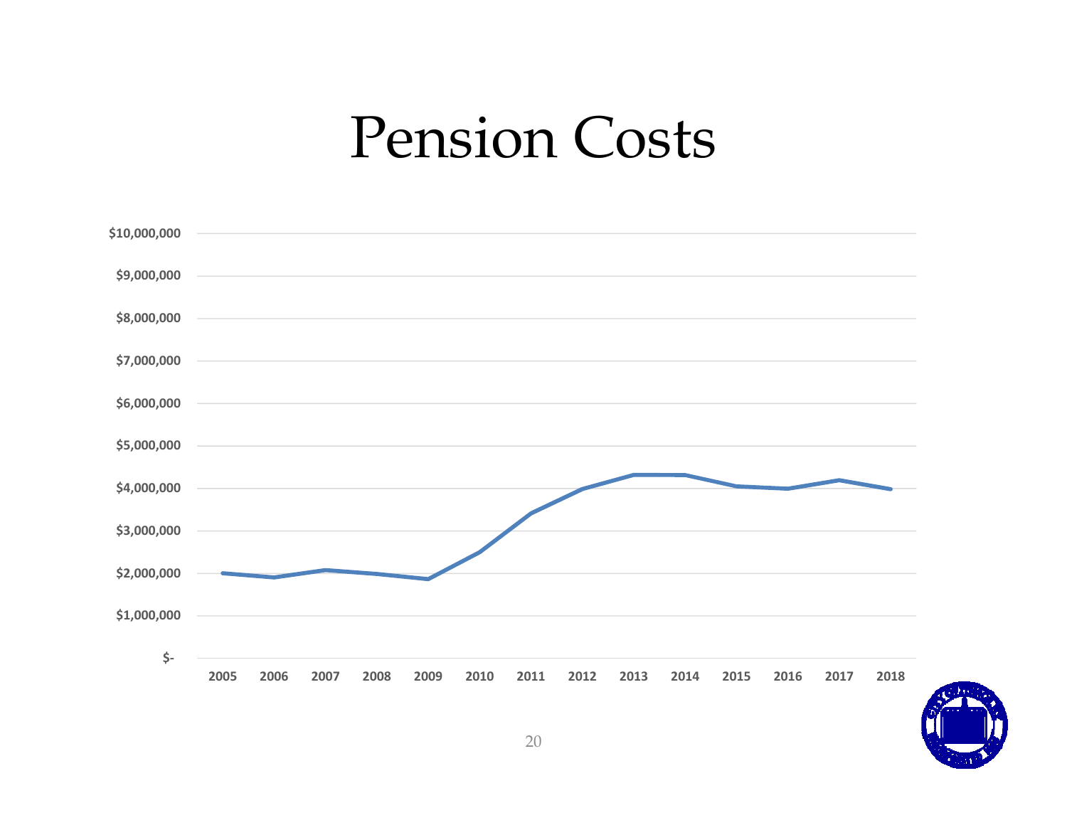# Pension Costs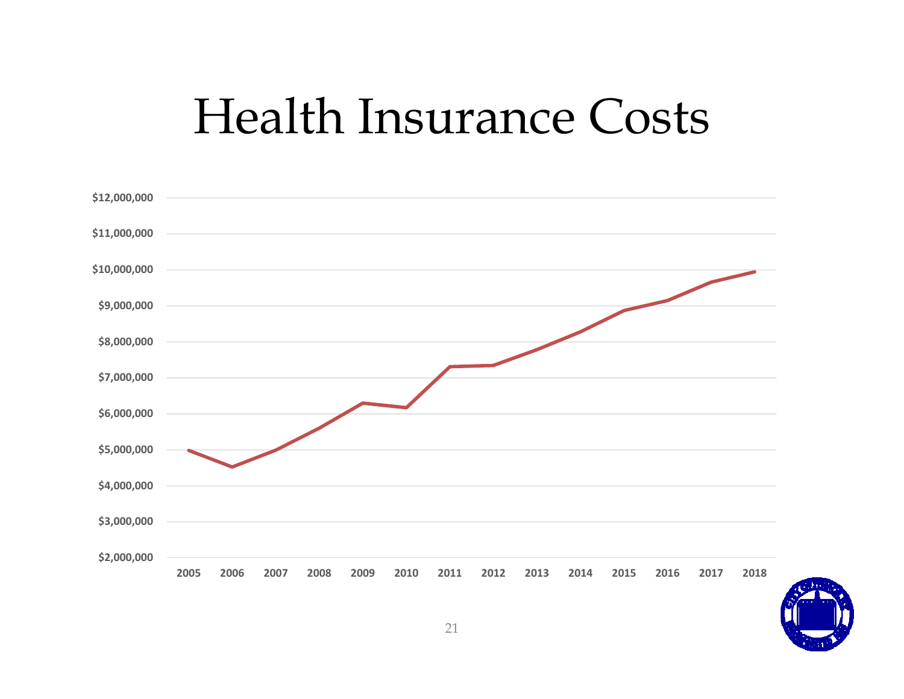# Health Insurance Costs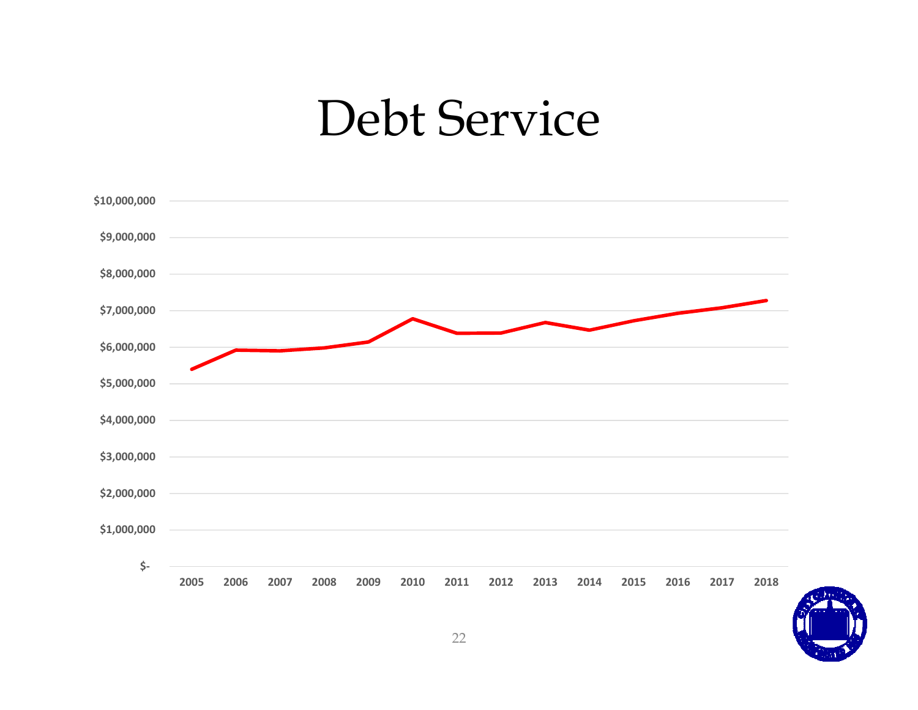# Debt Service

| Axis labels |
| --- |
| $10,000,000 |
| $9,000,000 |
| $8,000,000 |
| $7,000,000 |
| $6,000,000 |
| $5,000,000 |
| $4,000,000 |
| $3,000,000 |
| $2,000,000 |
| $1,000,000 |
| $- |

2005 2006 2007 2008 2009 2010 2011 2012 2013 2014 2015 2016 2017 2018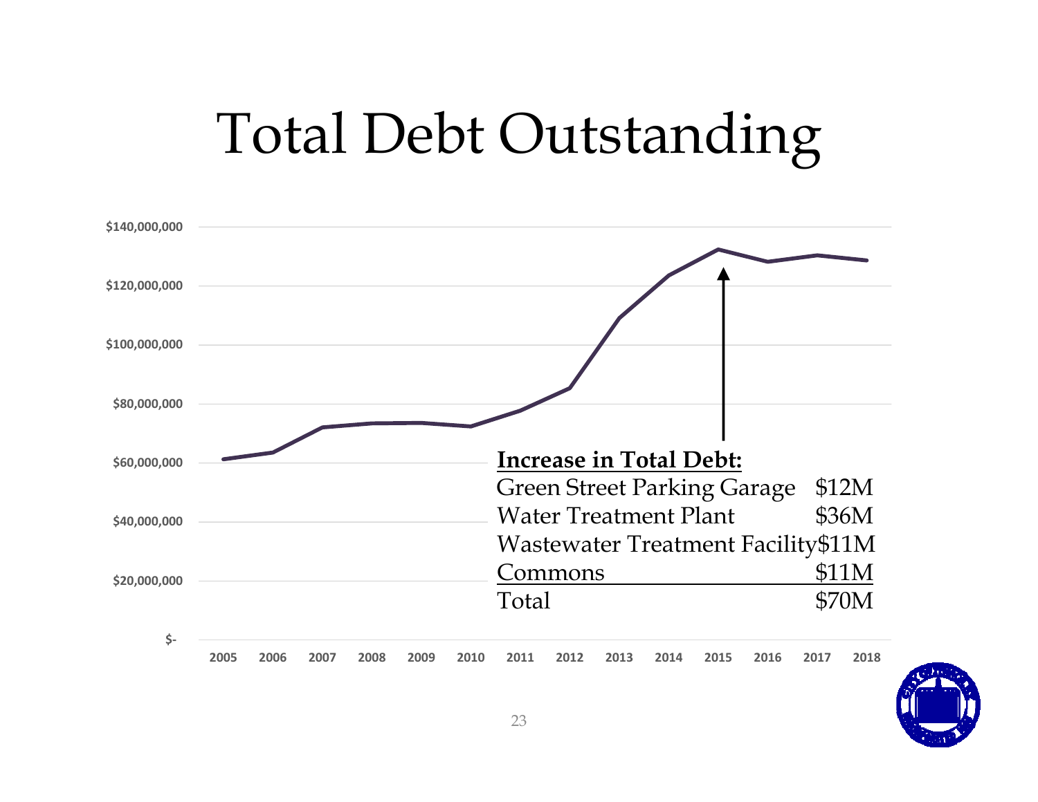# Total Debt Outstanding

| Year | Total Debt Outstanding (approx.) |
|---|---|
| 2005 | ~$61,000,000 |
| 2006 | ~$63,500,000 |
| 2007 | ~$72,000,000 |
| 2008 | ~$73,500,000 |
| 2009 | ~$73,500,000 |
| 2010 | ~$72,500,000 |
| 2011 | ~$77,500,000 |
| 2012 | ~$85,000,000 |
| 2013 | ~$109,000,000 |
| 2014 | ~$123,500,000 |
| 2015 | ~$132,500,000 |
| 2016 | ~$128,000,000 |
| 2017 | ~$130,500,000 |
| 2018 | ~$128,500,000 |

**Increase in Total Debt:**

| Project | Amount |
|---|---|
| Green Street Parking Garage | $12M |
| Water Treatment Plant | $36M |
| Wastewater Treatment Facility | $11M |
| Commons | $11M |
| Total | $70M |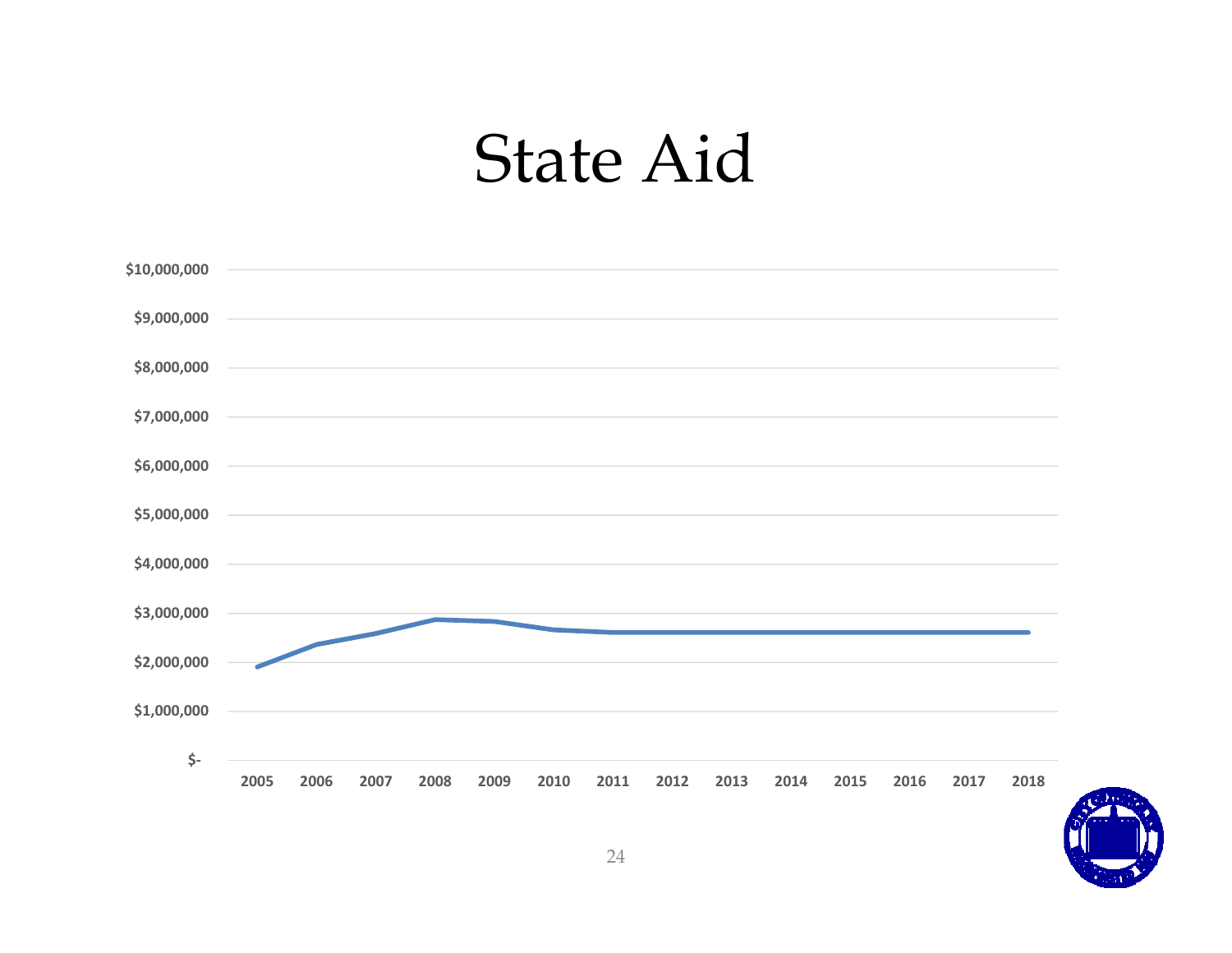# State Aid

$10,000,000
$9,000,000
$8,000,000
$7,000,000
$6,000,000
$5,000,000
$4,000,000
$3,000,000
$2,000,000
$1,000,000
$-

2005 2006 2007 2008 2009 2010 2011 2012 2013 2014 2015 2016 2017 2018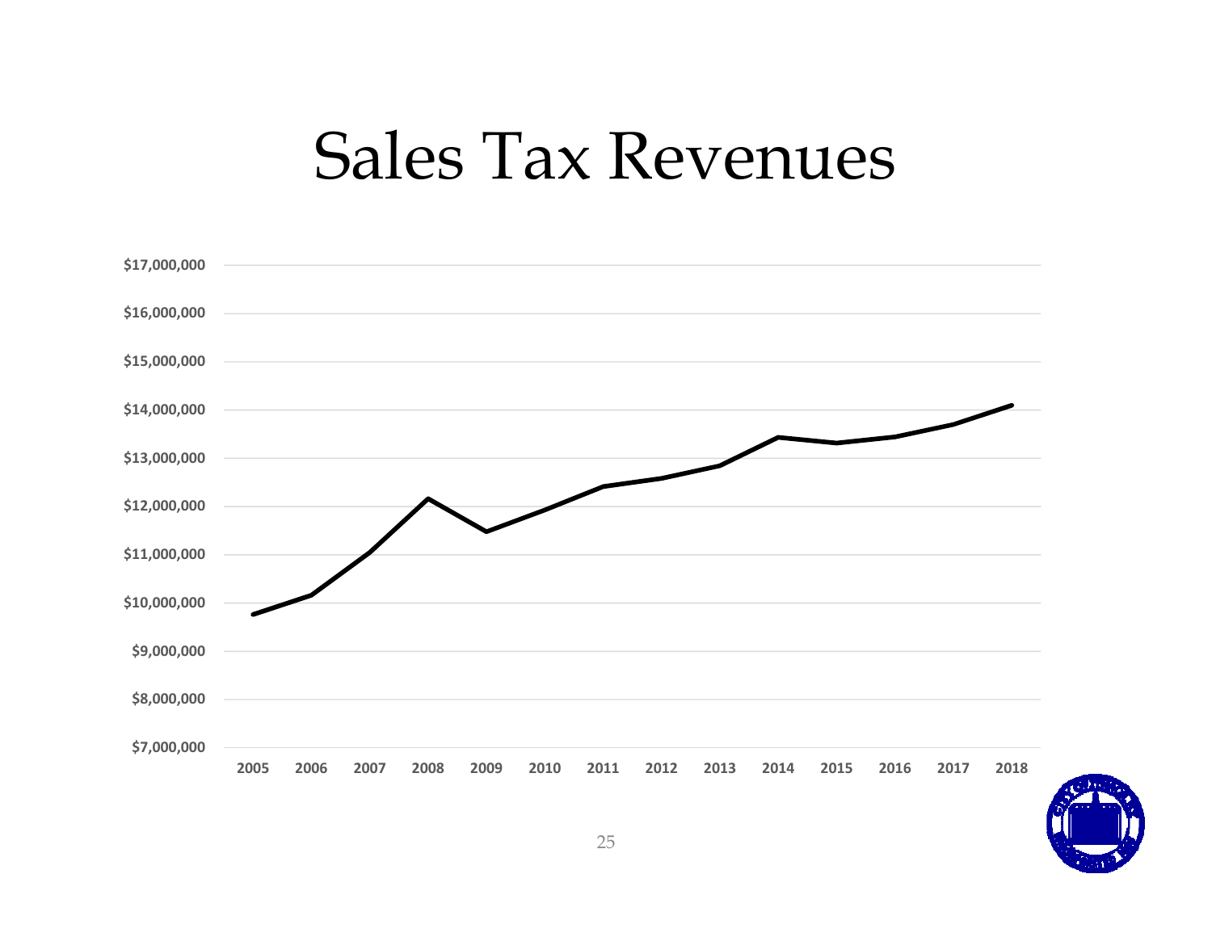# Sales Tax Revenues

| | |
|---|---|
| $17,000,000 | |
| $16,000,000 | |
| $15,000,000 | |
| $14,000,000 | |
| $13,000,000 | |
| $12,000,000 | |
| $11,000,000 | |
| $10,000,000 | |
| $9,000,000 | |
| $8,000,000 | |
| $7,000,000 | |

2005 2006 2007 2008 2009 2010 2011 2012 2013 2014 2015 2016 2017 2018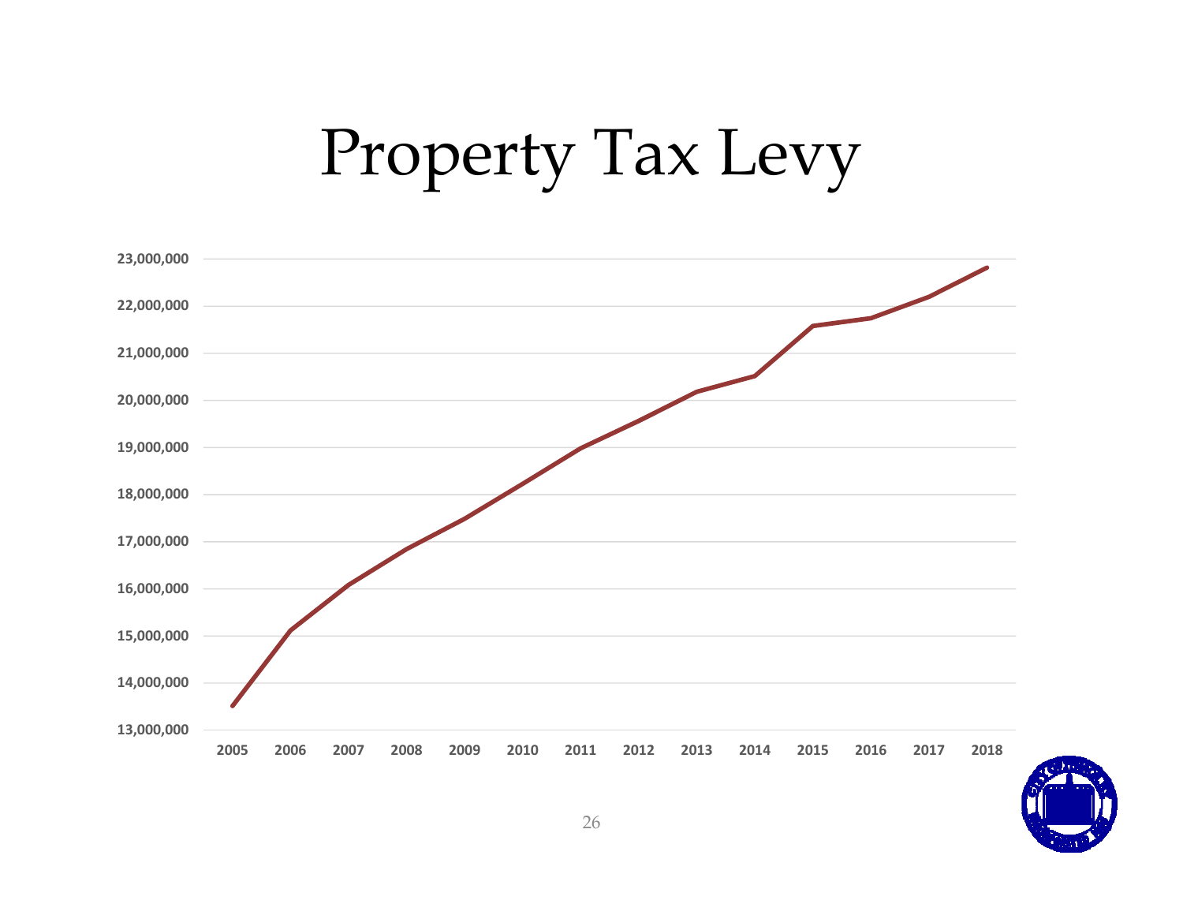# Property Tax Levy

23,000,000
22,000,000
21,000,000
20,000,000
19,000,000
18,000,000
17,000,000
16,000,000
15,000,000
14,000,000
13,000,000

2005 2006 2007 2008 2009 2010 2011 2012 2013 2014 2015 2016 2017 2018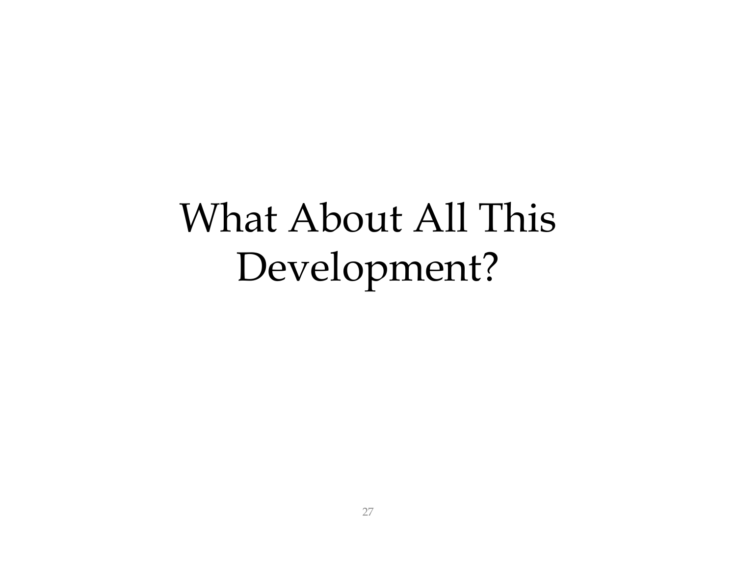# What About All This Development?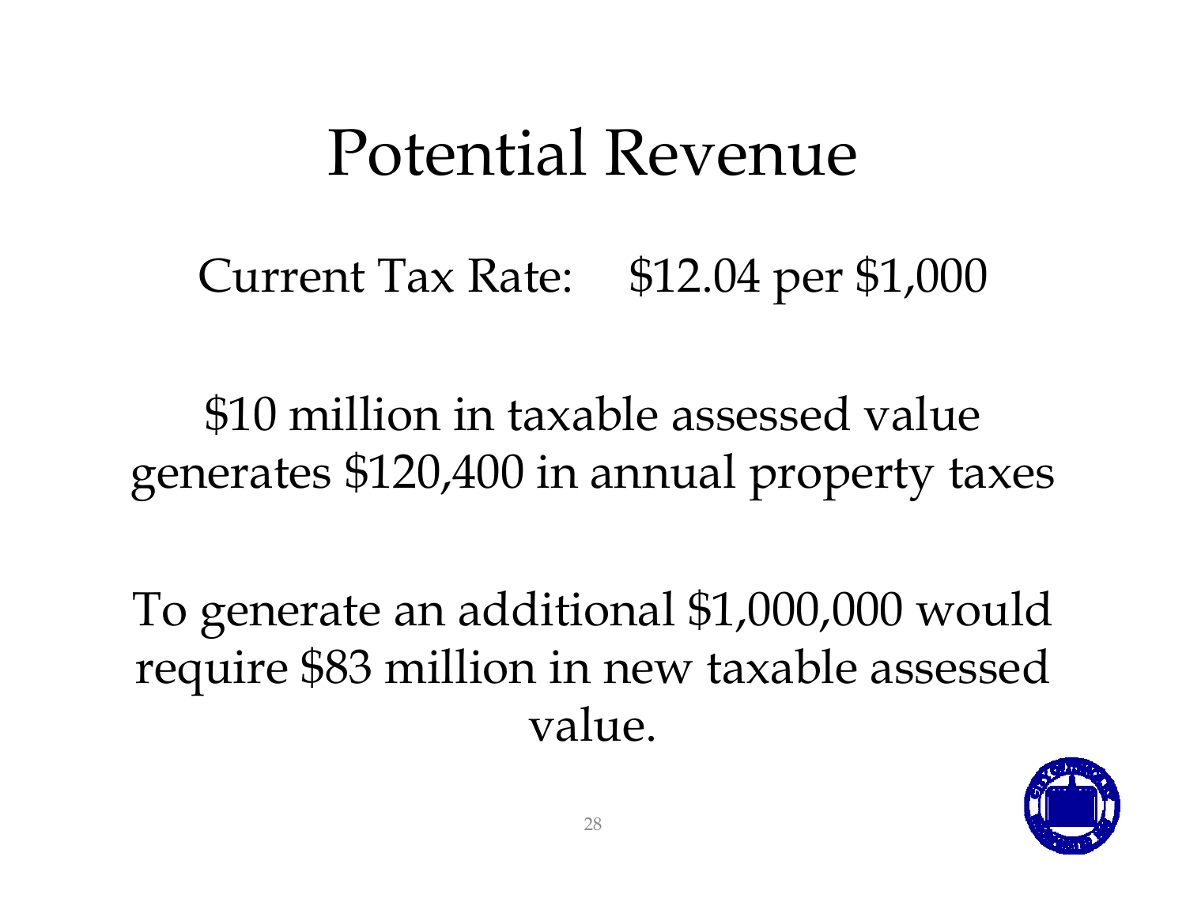# Potential Revenue

Current Tax Rate: $12.04 per $1,000

$10 million in taxable assessed value generates $120,400 in annual property taxes

To generate an additional $1,000,000 would require $83 million in new taxable assessed value.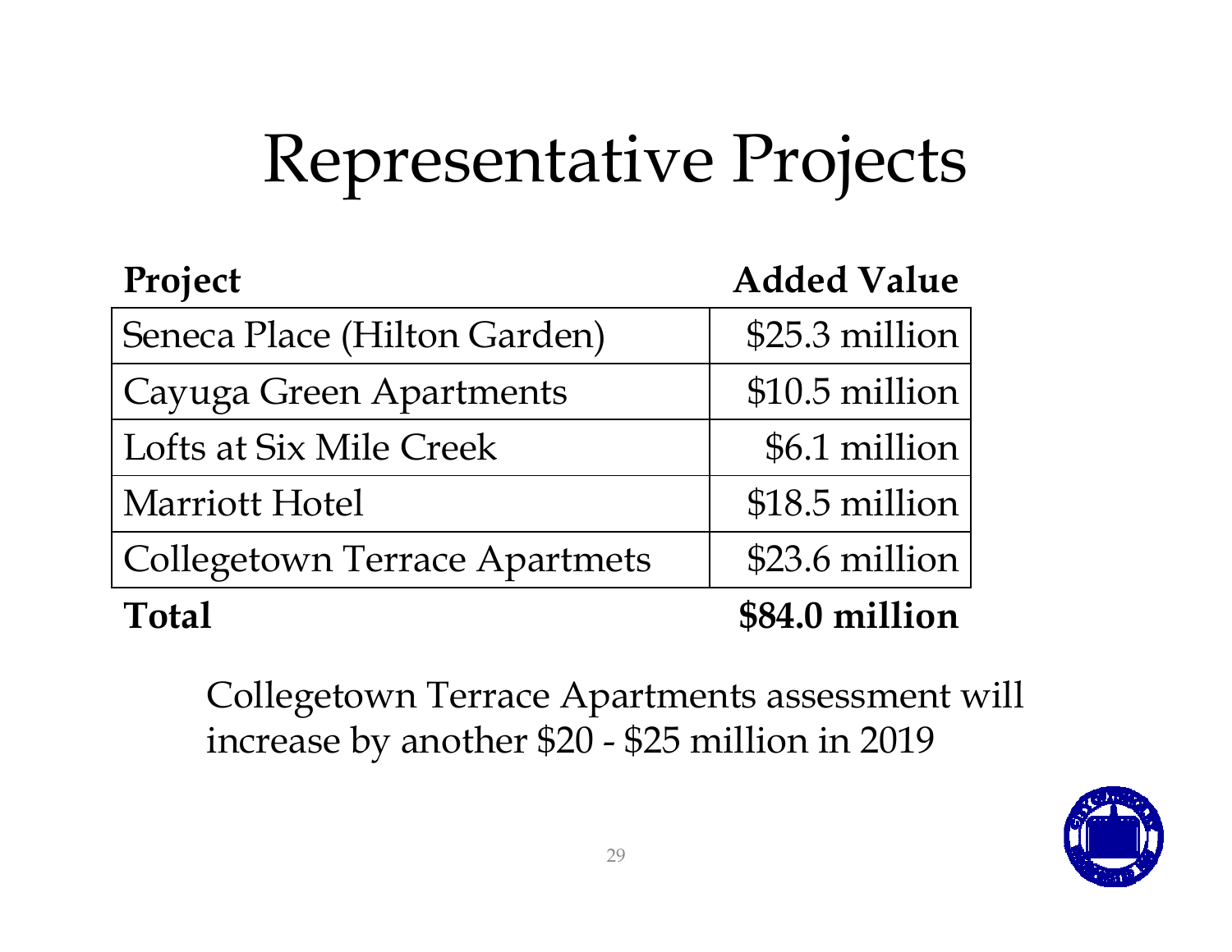# Representative Projects

| Project | Added Value |
|---|---|
| Seneca Place (Hilton Garden) | $25.3 million |
| Cayuga Green Apartments | $10.5 million |
| Lofts at Six Mile Creek | $6.1 million |
| Marriott Hotel | $18.5 million |
| Collegetown Terrace Apartmets | $23.6 million |
| **Total** | **$84.0 million** |

Collegetown Terrace Apartments assessment will increase by another $20 - $25 million in 2019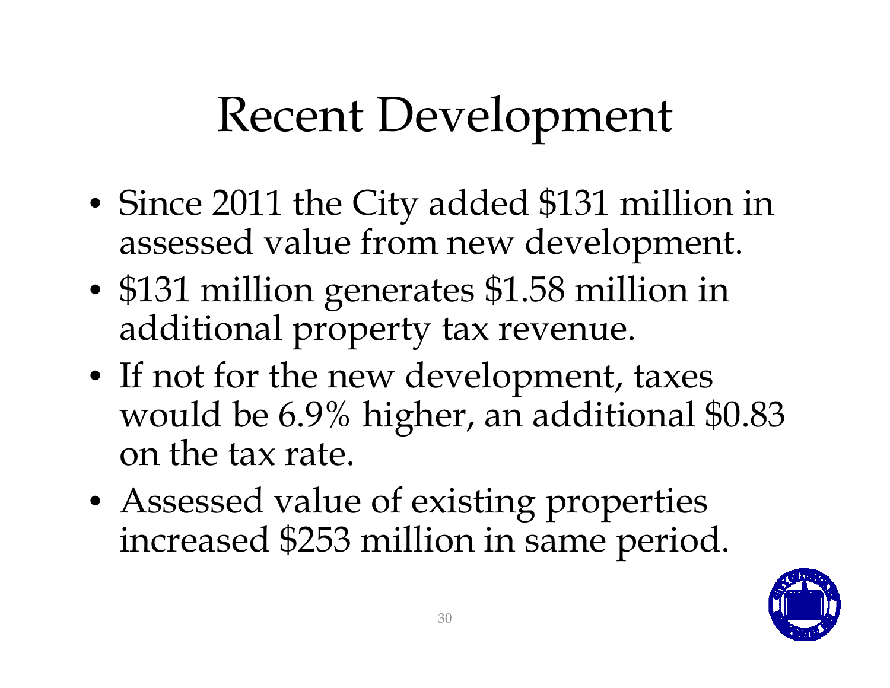# Recent Development

- Since 2011 the City added $131 million in assessed value from new development.
- $131 million generates $1.58 million in additional property tax revenue.
- If not for the new development, taxes would be 6.9% higher, an additional $0.83 on the tax rate.
- Assessed value of existing properties increased $253 million in same period.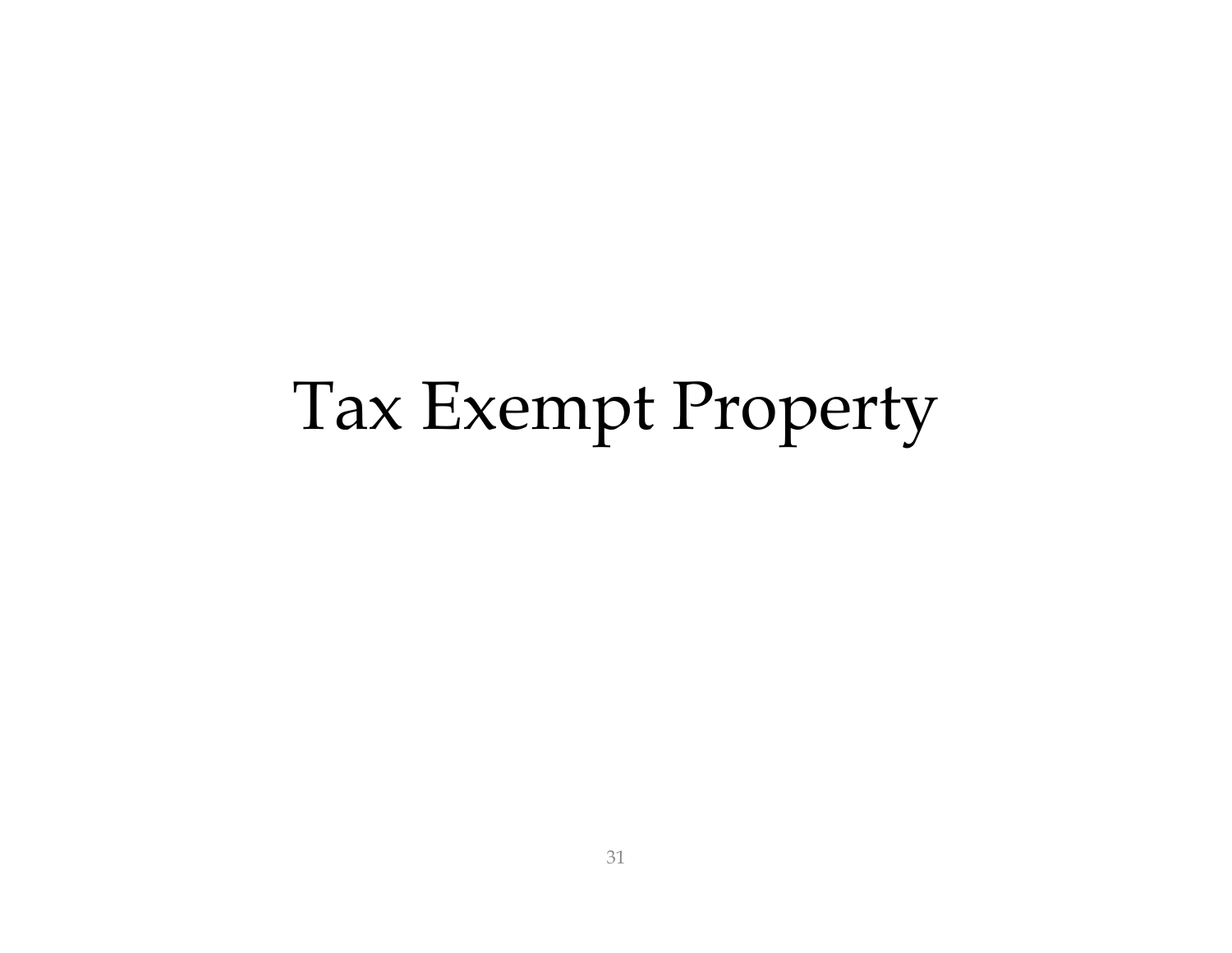# Tax Exempt Property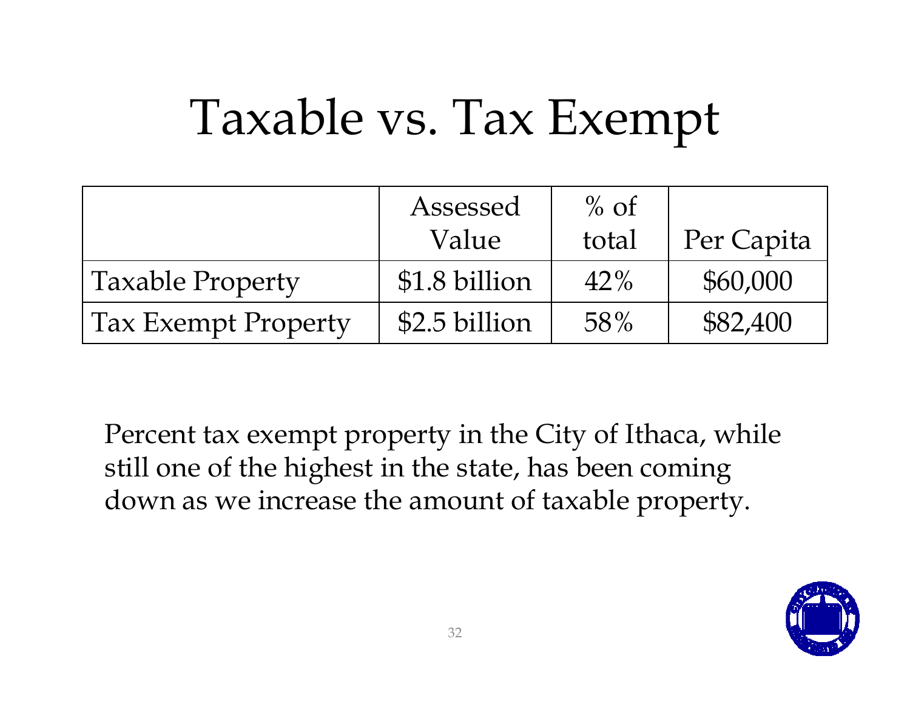# Taxable vs. Tax Exempt

| | Assessed Value | % of total | Per Capita |
|---|---|---|---|
| Taxable Property | $1.8 billion | 42% | $60,000 |
| Tax Exempt Property | $2.5 billion | 58% | $82,400 |

Percent tax exempt property in the City of Ithaca, while still one of the highest in the state, has been coming down as we increase the amount of taxable property.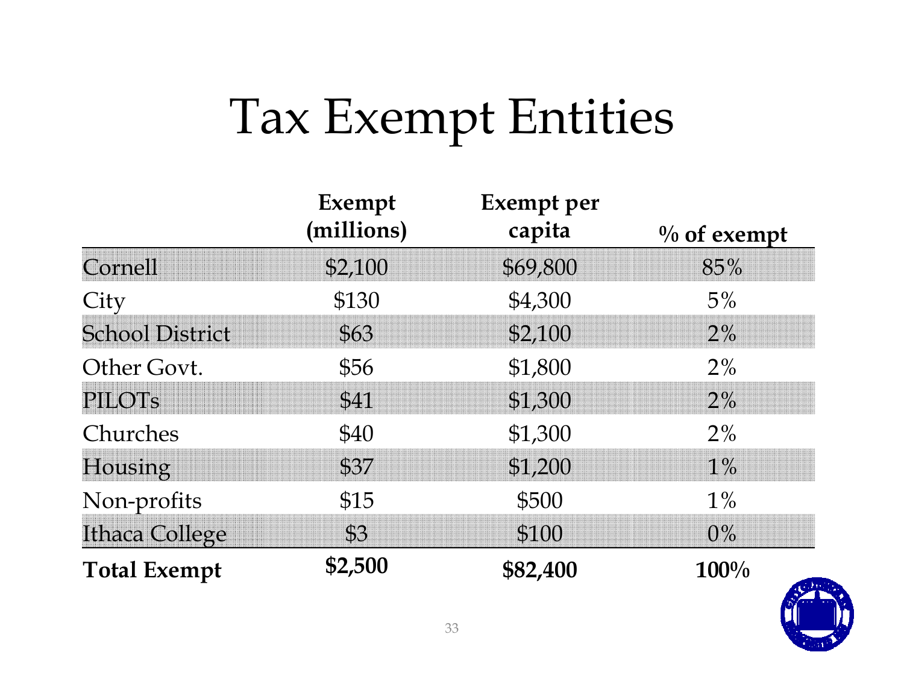# Tax Exempt Entities

| | Exempt (millions) | Exempt per capita | % of exempt |
|---|---|---|---|
| Cornell | $2,100 | $69,800 | 85% |
| City | $130 | $4,300 | 5% |
| School District | $63 | $2,100 | 2% |
| Other Govt. | $56 | $1,800 | 2% |
| PILOTs | $41 | $1,300 | 2% |
| Churches | $40 | $1,300 | 2% |
| Housing | $37 | $1,200 | 1% |
| Non-profits | $15 | $500 | 1% |
| Ithaca College | $3 | $100 | 0% |
| **Total Exempt** | **$2,500** | **$82,400** | **100%** |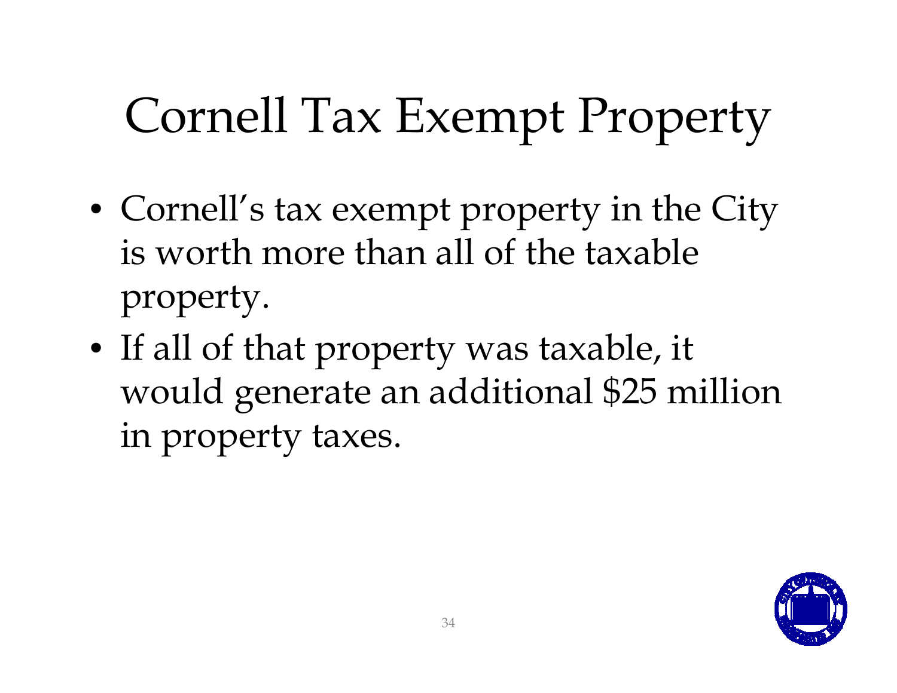# Cornell Tax Exempt Property

- Cornell's tax exempt property in the City is worth more than all of the taxable property.
- If all of that property was taxable, it would generate an additional $25 million in property taxes.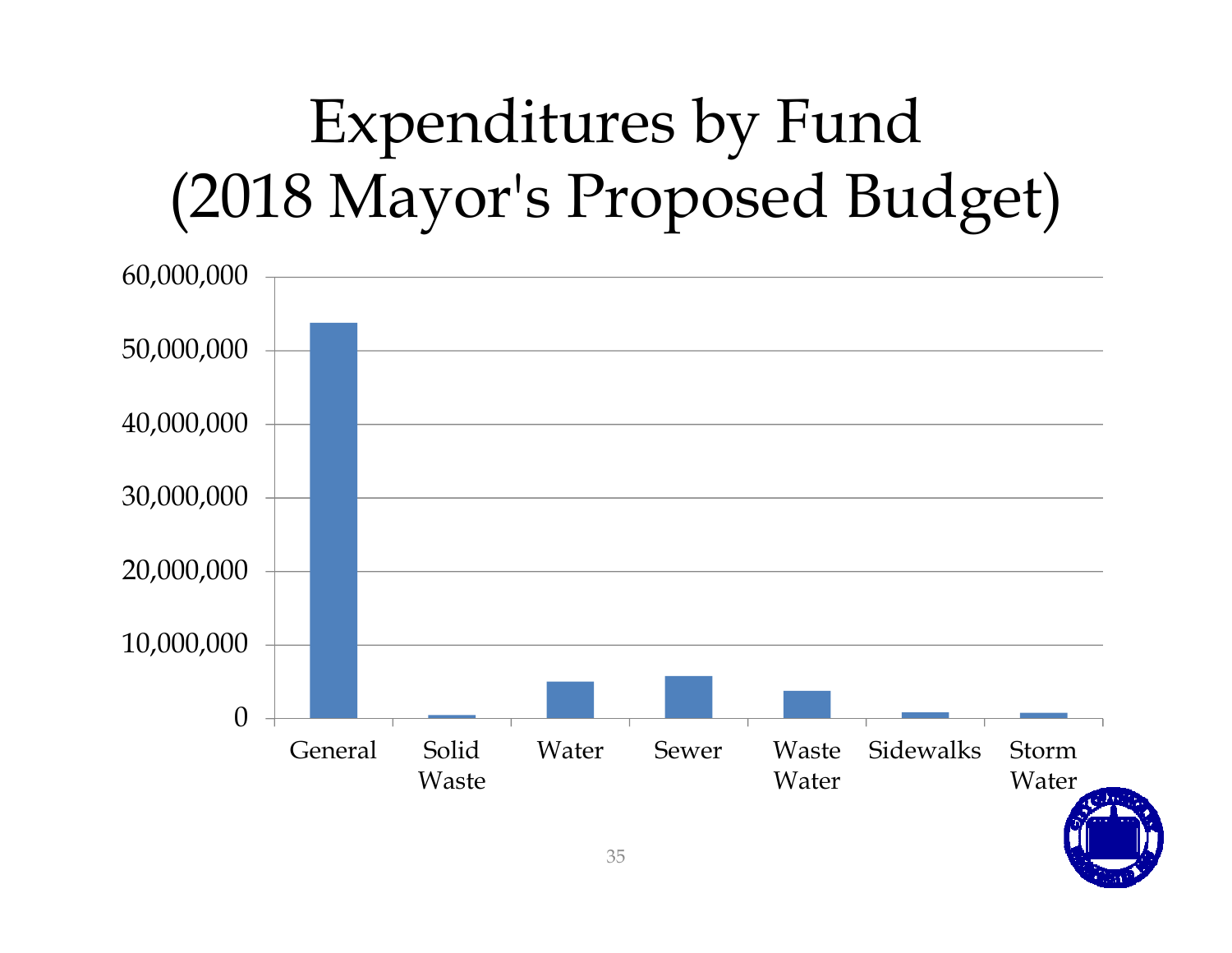# Expenditures by Fund (2018 Mayor's Proposed Budget)

| Fund | Expenditures (approx.) |
|---|---|
| General | ~54,000,000 |
| Solid Waste | ~500,000 |
| Water | ~5,000,000 |
| Sewer | ~5,800,000 |
| Waste Water | ~3,700,000 |
| Sidewalks | ~800,000 |
| Storm Water | ~800,000 |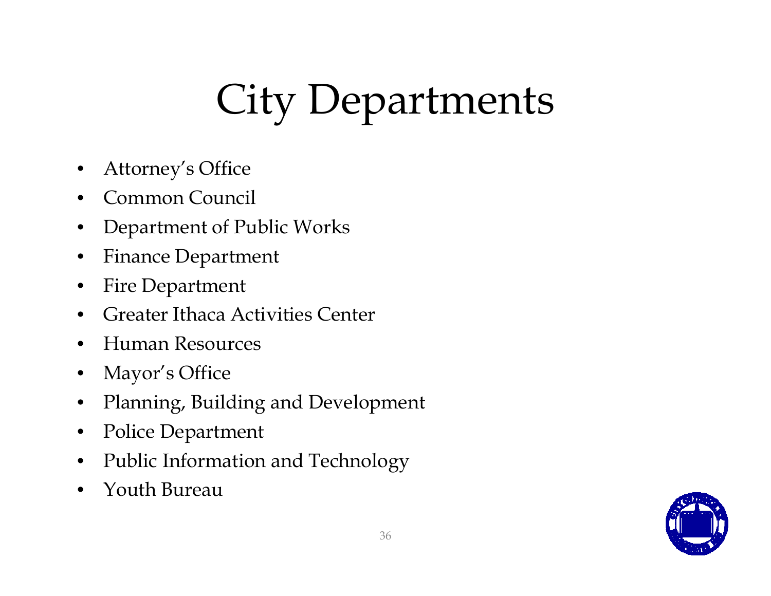# City Departments

- Attorney's Office
- Common Council
- Department of Public Works
- Finance Department
- Fire Department
- Greater Ithaca Activities Center
- Human Resources
- Mayor's Office
- Planning, Building and Development
- Police Department
- Public Information and Technology
- Youth Bureau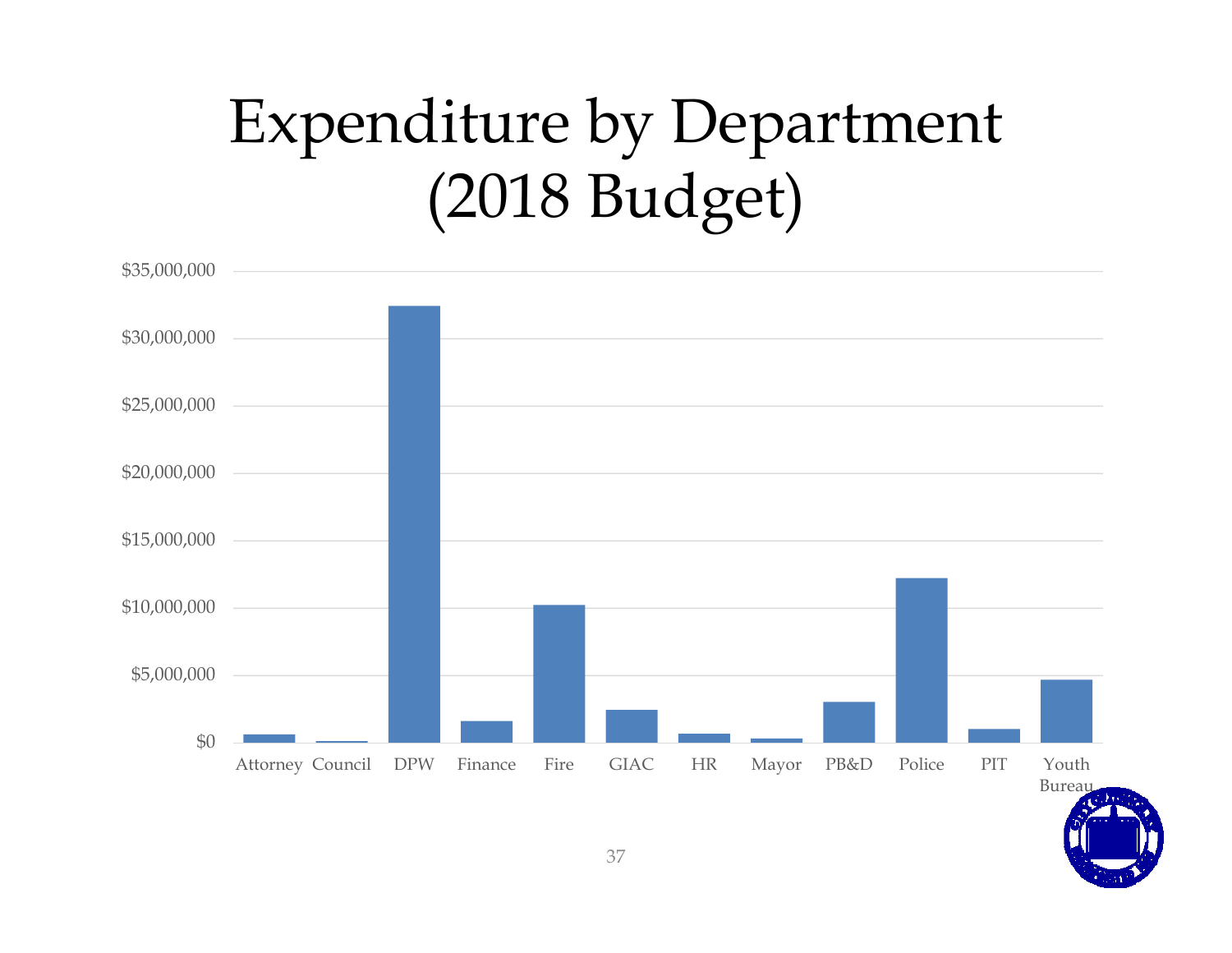# Expenditure by Department (2018 Budget)

$35,000,000
$30,000,000
$25,000,000
$20,000,000
$15,000,000
$10,000,000
$5,000,000
$0

Attorney Council DPW Finance Fire GIAC HR Mayor PB&D Police PIT Youth Bureau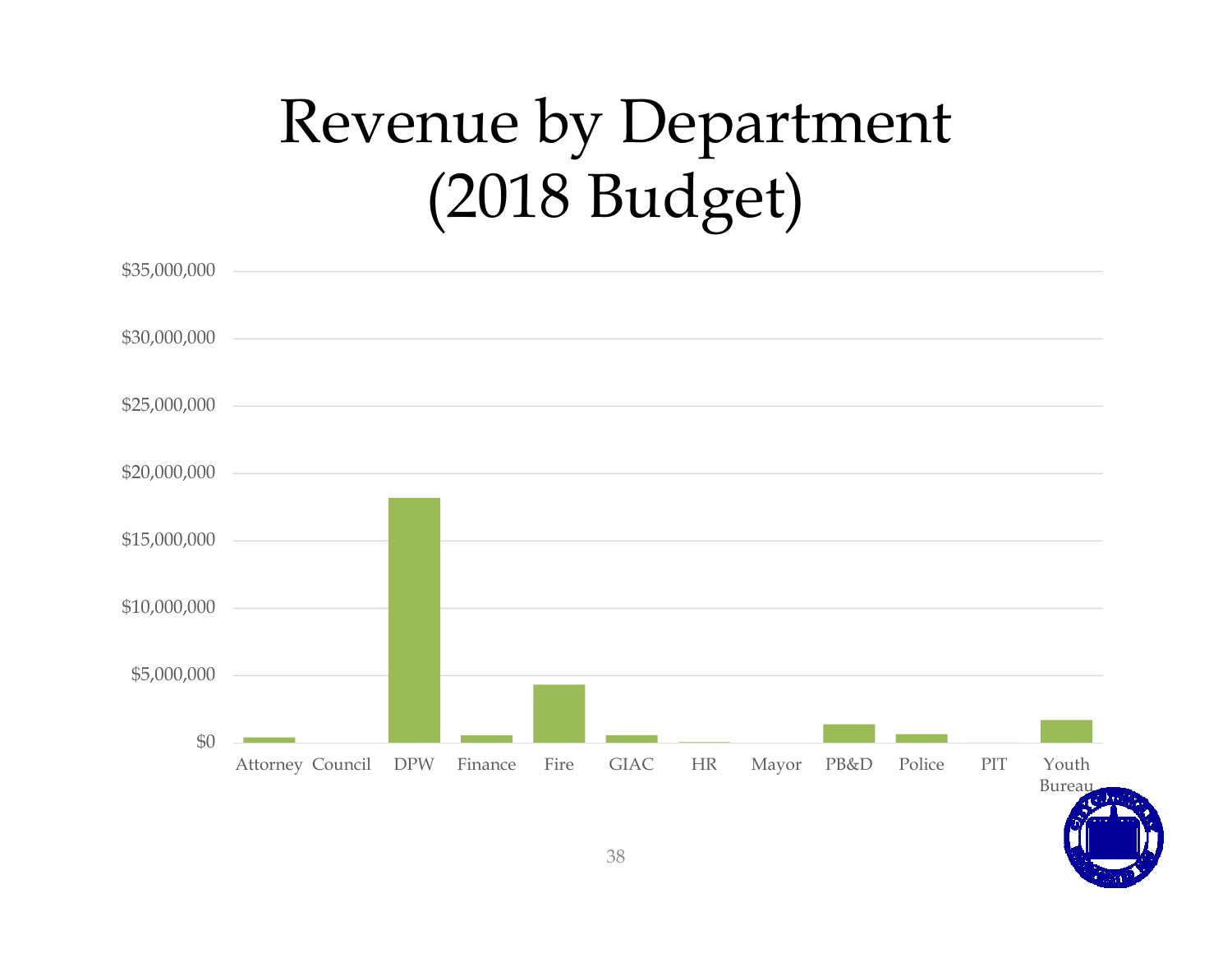# Revenue by Department (2018 Budget)

$35,000,000
$30,000,000
$25,000,000
$20,000,000
$15,000,000
$10,000,000
$5,000,000
$0

Attorney Council DPW Finance Fire GIAC HR Mayor PB&D Police PIT Youth Bureau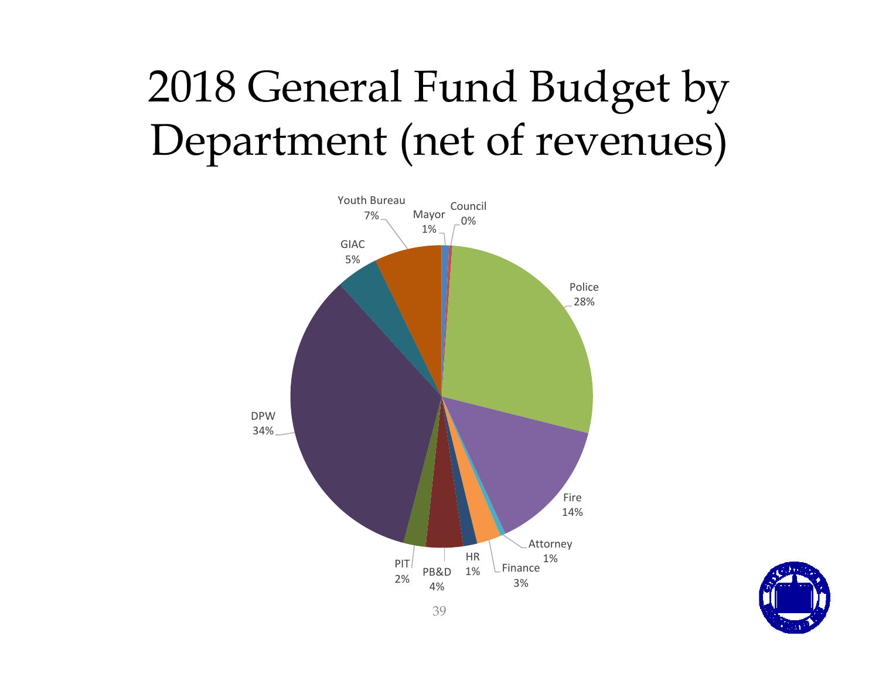# 2018 General Fund Budget by Department (net of revenues)

| Department | Share |
| --- | --- |
| Mayor | 1% |
| Council | 0% |
| Police | 28% |
| Fire | 14% |
| Attorney | 1% |
| Finance | 3% |
| HR | 1% |
| PB&D | 4% |
| PIT | 2% |
| DPW | 34% |
| GIAC | 5% |
| Youth Bureau | 7% |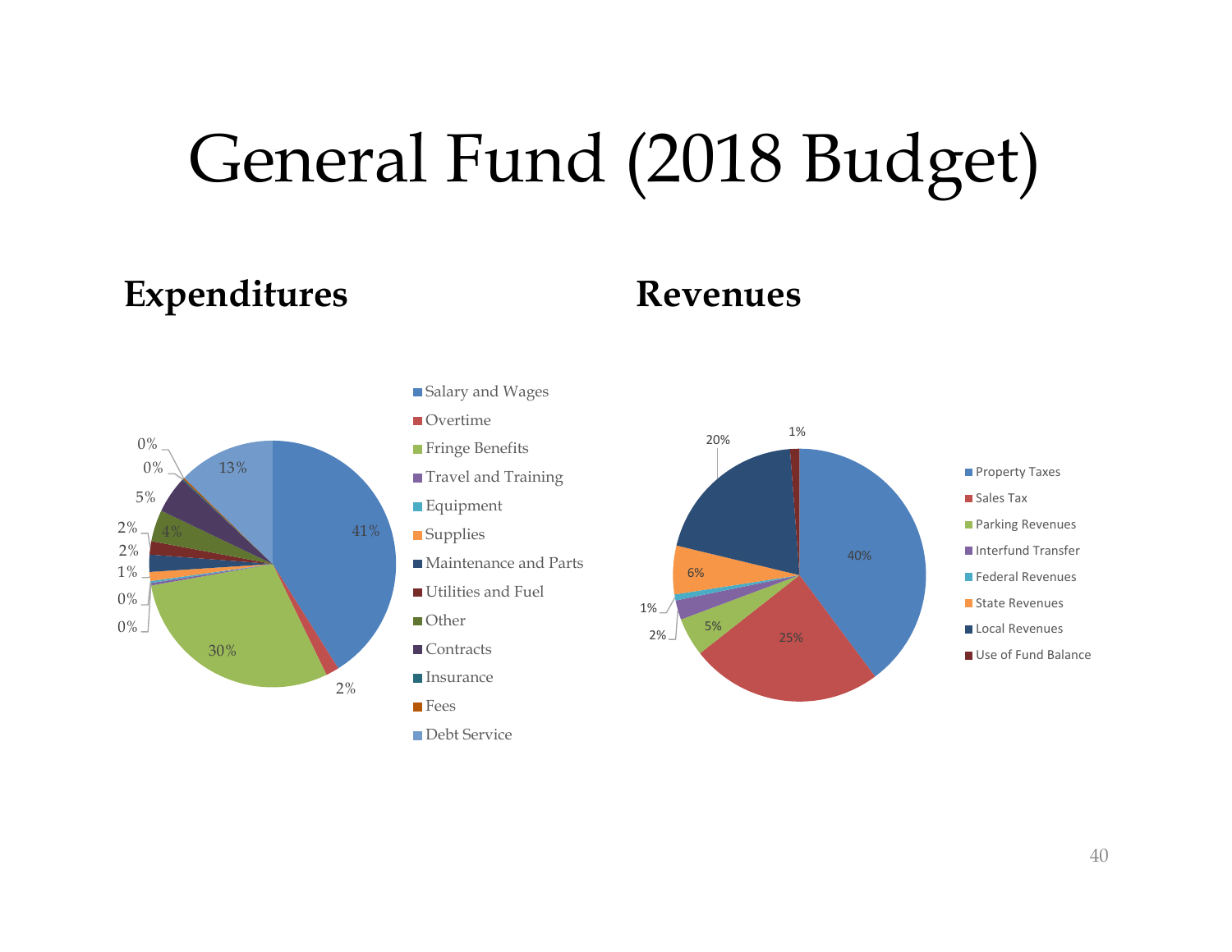# General Fund (2018 Budget)

## Expenditures

| Category | Percent |
| --- | --- |
| Salary and Wages | 41% |
| Overtime | 2% |
| Fringe Benefits | 30% |
| Travel and Training | 0% |
| Equipment | 0% |
| Supplies | 1% |
| Maintenance and Parts | 2% |
| Utilities and Fuel | 2% |
| Other | 4% |
| Contracts | 5% |
| Insurance | 0% |
| Fees | 0% |
| Debt Service | 13% |

## Revenues

| Category | Percent |
| --- | --- |
| Property Taxes | 40% |
| Sales Tax | 25% |
| Parking Revenues | 5% |
| Interfund Transfer | 2% |
| Federal Revenues | 1% |
| State Revenues | 6% |
| Local Revenues | 20% |
| Use of Fund Balance | 1% |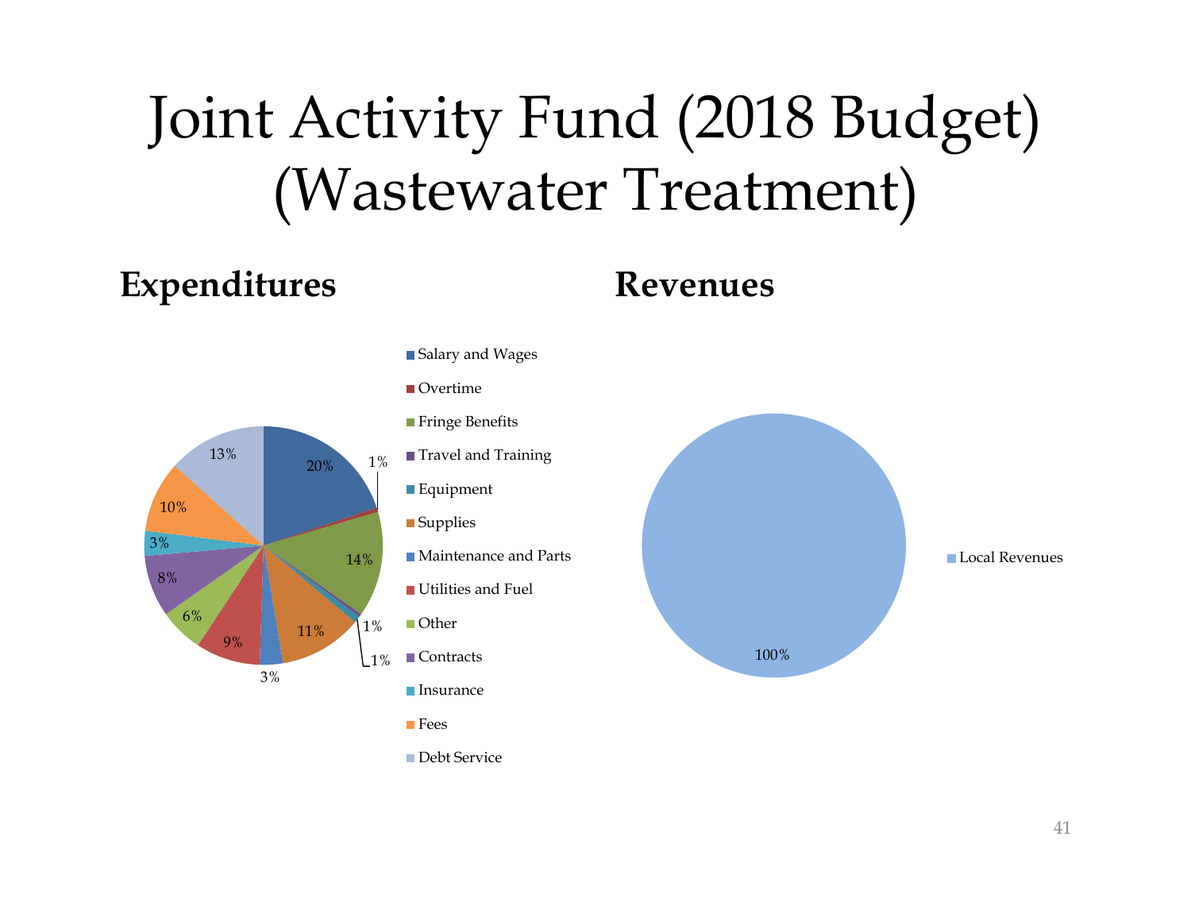# Joint Activity Fund (2018 Budget) (Wastewater Treatment)

## Expenditures

| Category | Percent |
|---|---|
| Salary and Wages | 20% |
| Overtime | 1% |
| Fringe Benefits | 14% |
| Travel and Training | 1% |
| Equipment | 1% |
| Supplies | 11% |
| Maintenance and Parts | 3% |
| Utilities and Fuel | 9% |
| Other | 6% |
| Contracts | 8% |
| Insurance | 3% |
| Fees | 10% |
| Debt Service | 13% |

## Revenues

| Category | Percent |
|---|---|
| Local Revenues | 100% |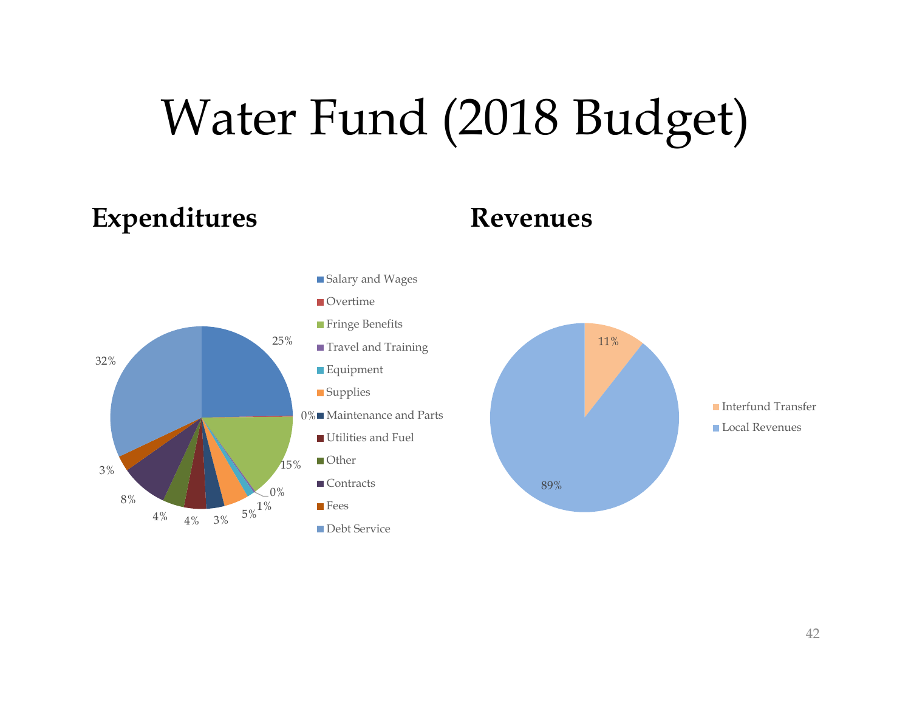# Water Fund (2018 Budget)

## Expenditures

| Category | Percent |
| --- | --- |
| Salary and Wages | 25% |
| Overtime | 0% |
| Fringe Benefits | 15% |
| Travel and Training | 0% |
| Equipment | 1% |
| Supplies | 5% |
| Maintenance and Parts | 3% |
| Utilities and Fuel | 4% |
| Other | 4% |
| Contracts | 8% |
| Fees | 3% |
| Debt Service | 32% |

## Revenues

| Category | Percent |
| --- | --- |
| Interfund Transfer | 11% |
| Local Revenues | 89% |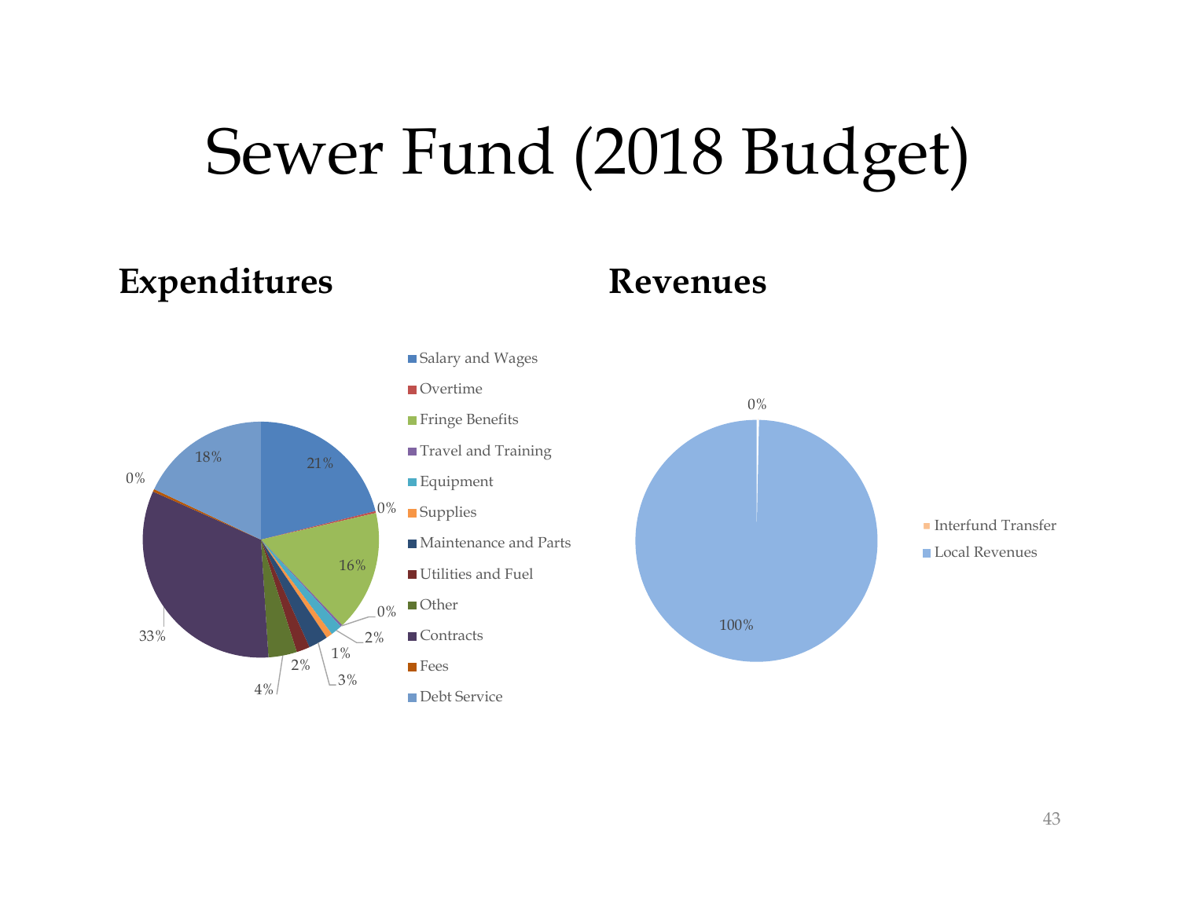# Sewer Fund (2018 Budget)

## Expenditures

| Category | Percentage |
| --- | --- |
| Salary and Wages | 21% |
| Overtime | 0% |
| Fringe Benefits | 16% |
| Travel and Training | 0% |
| Equipment | 2% |
| Supplies | 1% |
| Maintenance and Parts | 3% |
| Utilities and Fuel | 2% |
| Other | 4% |
| Contracts | 33% |
| Fees | 0% |
| Debt Service | 18% |

## Revenues

| Category | Percentage |
| --- | --- |
| Interfund Transfer | 0% |
| Local Revenues | 100% |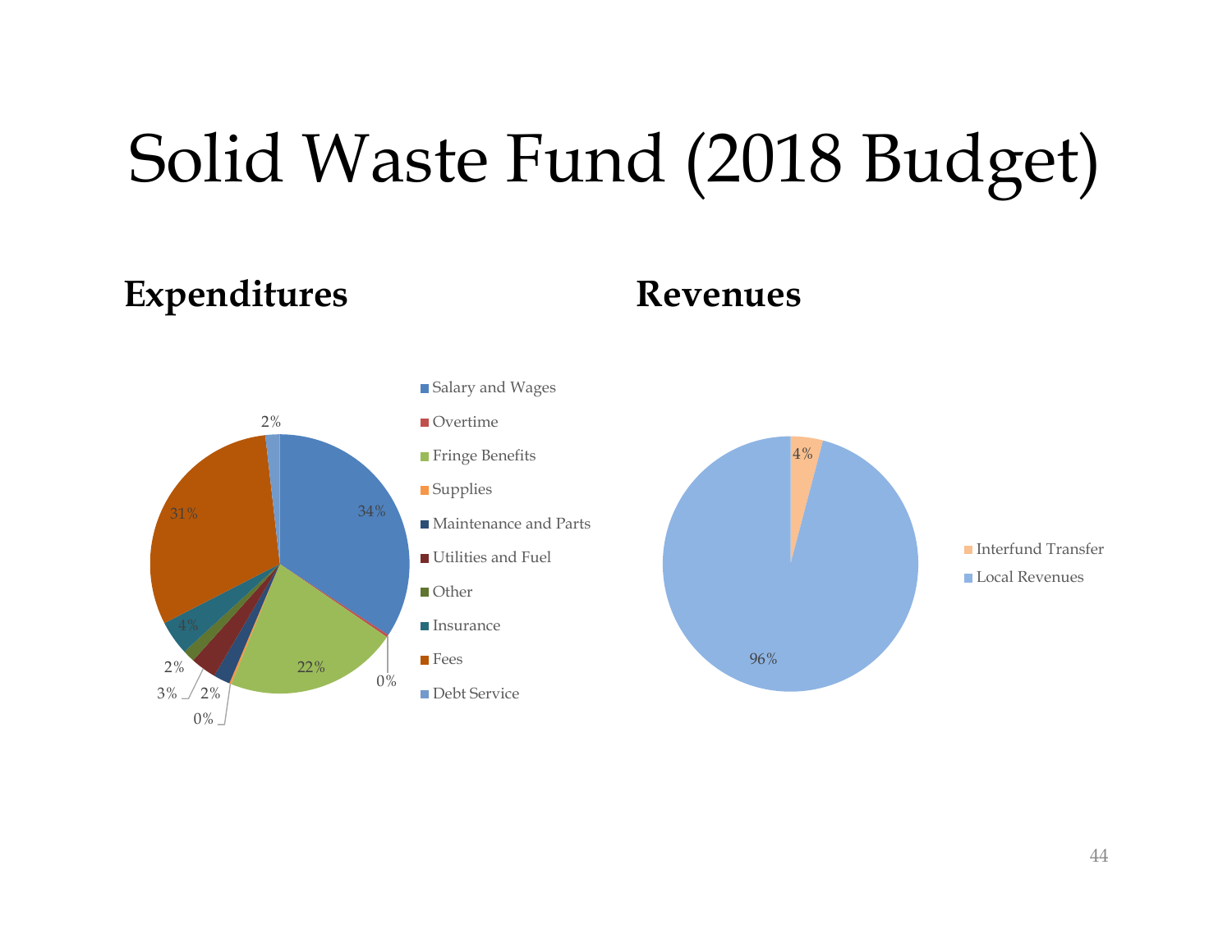# Solid Waste Fund (2018 Budget)

## Expenditures

- Salary and Wages
- Overtime
- Fringe Benefits
- Supplies
- Maintenance and Parts
- Utilities and Fuel
- Other
- Insurance
- Fees
- Debt Service

34%, 0%, 22%, 0%, 2%, 3%, 2%, 4%, 31%, 2%

## Revenues

- Interfund Transfer
- Local Revenues

4%, 96%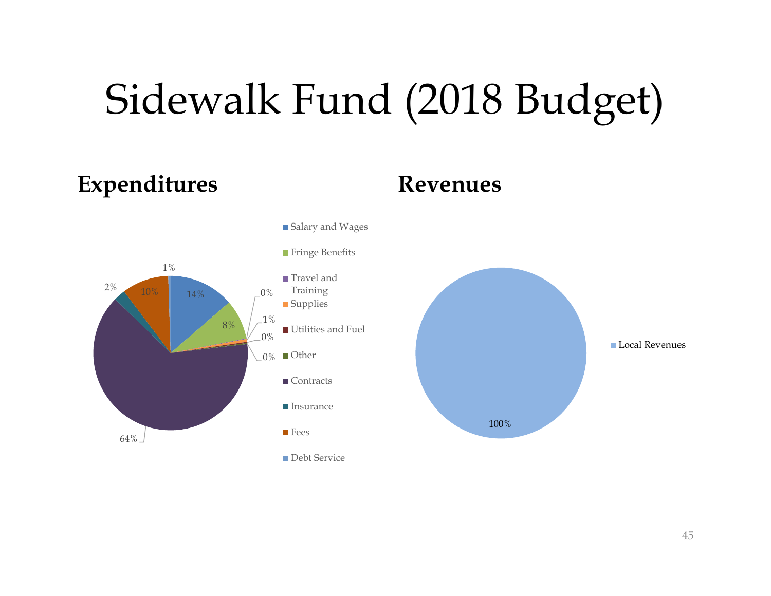# Sidewalk Fund (2018 Budget)

## Expenditures

- Salary and Wages: 14%
- Fringe Benefits: 8%
- Travel and Training: 0%
- Supplies: 1%
- Utilities and Fuel: 0%
- Other: 0%
- Contracts: 64%
- Insurance: 2%
- Fees: 10%
- Debt Service: 1%

## Revenues

- Local Revenues: 100%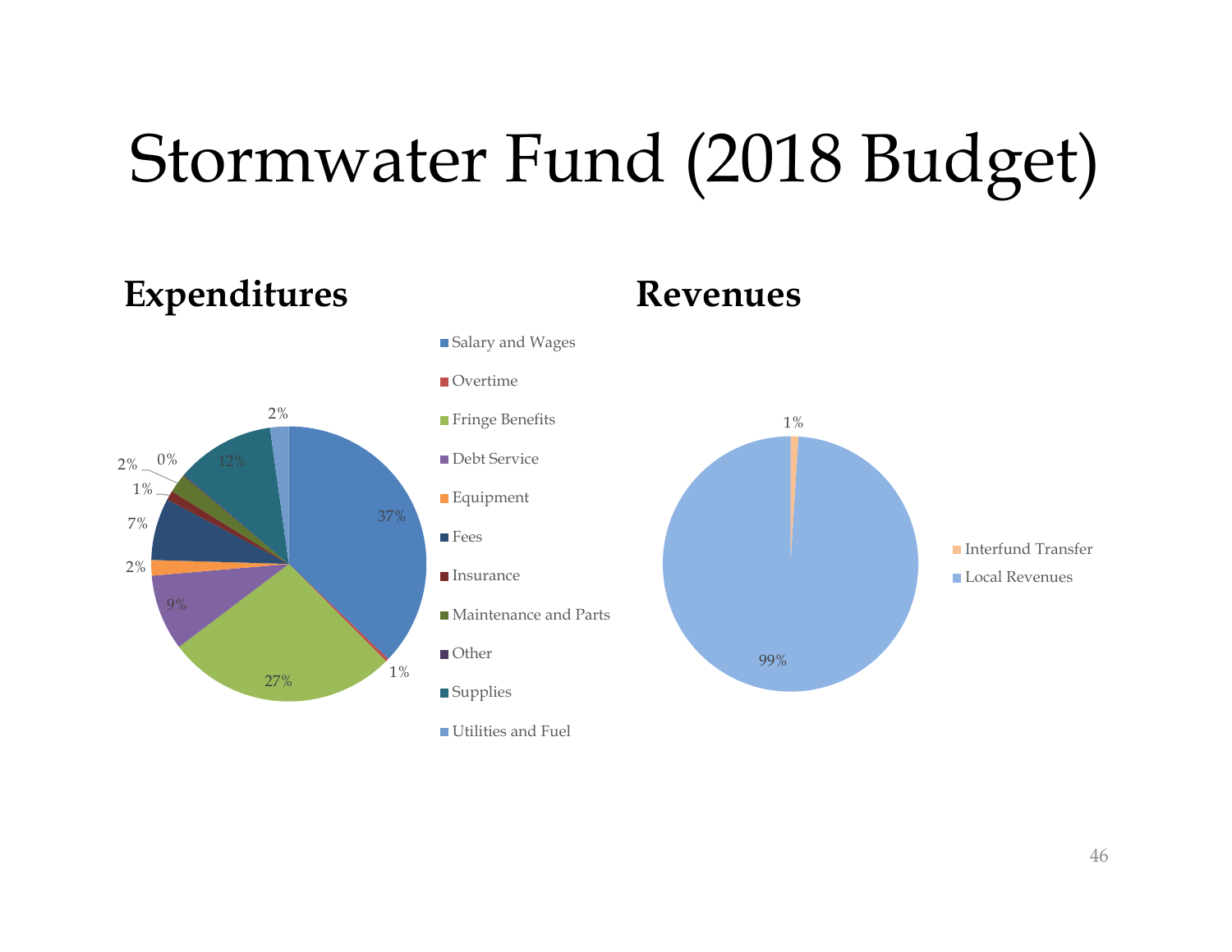# Stormwater Fund (2018 Budget)

## Expenditures

- Salary and Wages — 37%
- Overtime — 1%
- Fringe Benefits — 27%
- Debt Service — 9%
- Equipment — 2%
- Fees — 7%
- Insurance — 1%
- Maintenance and Parts — 2%
- Other — 0%
- Supplies — 12%
- Utilities and Fuel — 2%

## Revenues

- Interfund Transfer — 1%
- Local Revenues — 99%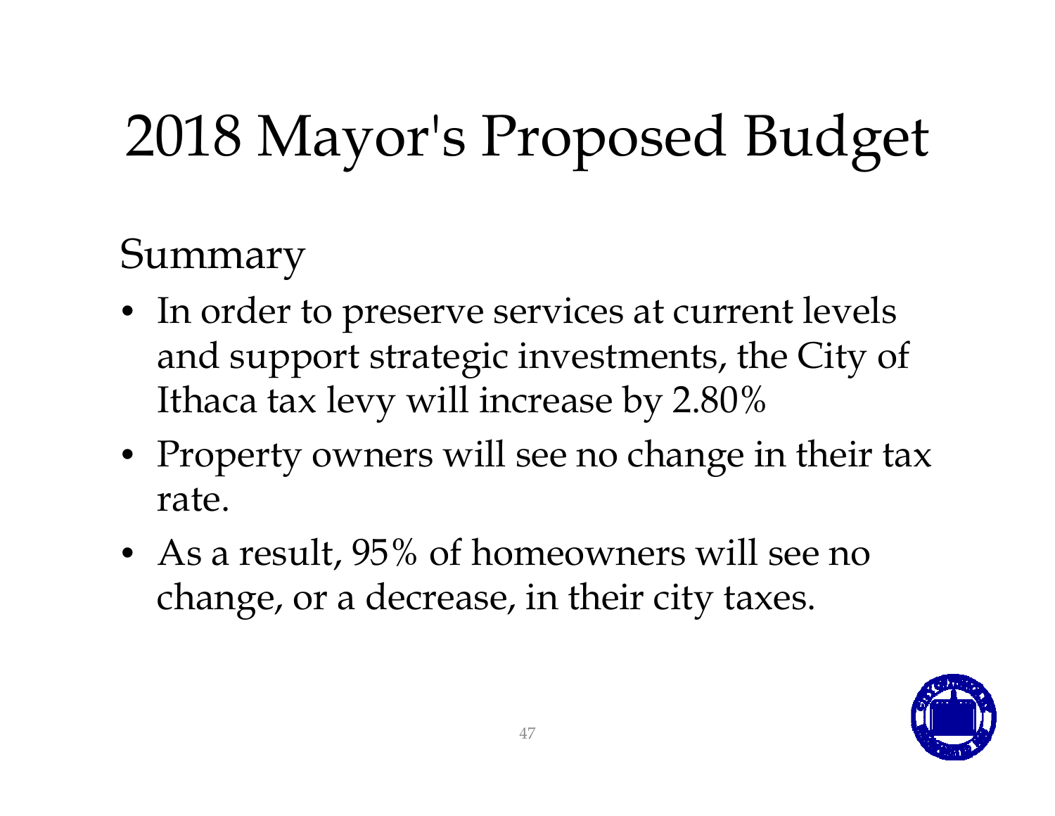# 2018 Mayor's Proposed Budget

## Summary

- In order to preserve services at current levels and support strategic investments, the City of Ithaca tax levy will increase by 2.80%
- Property owners will see no change in their tax rate.
- As a result, 95% of homeowners will see no change, or a decrease, in their city taxes.